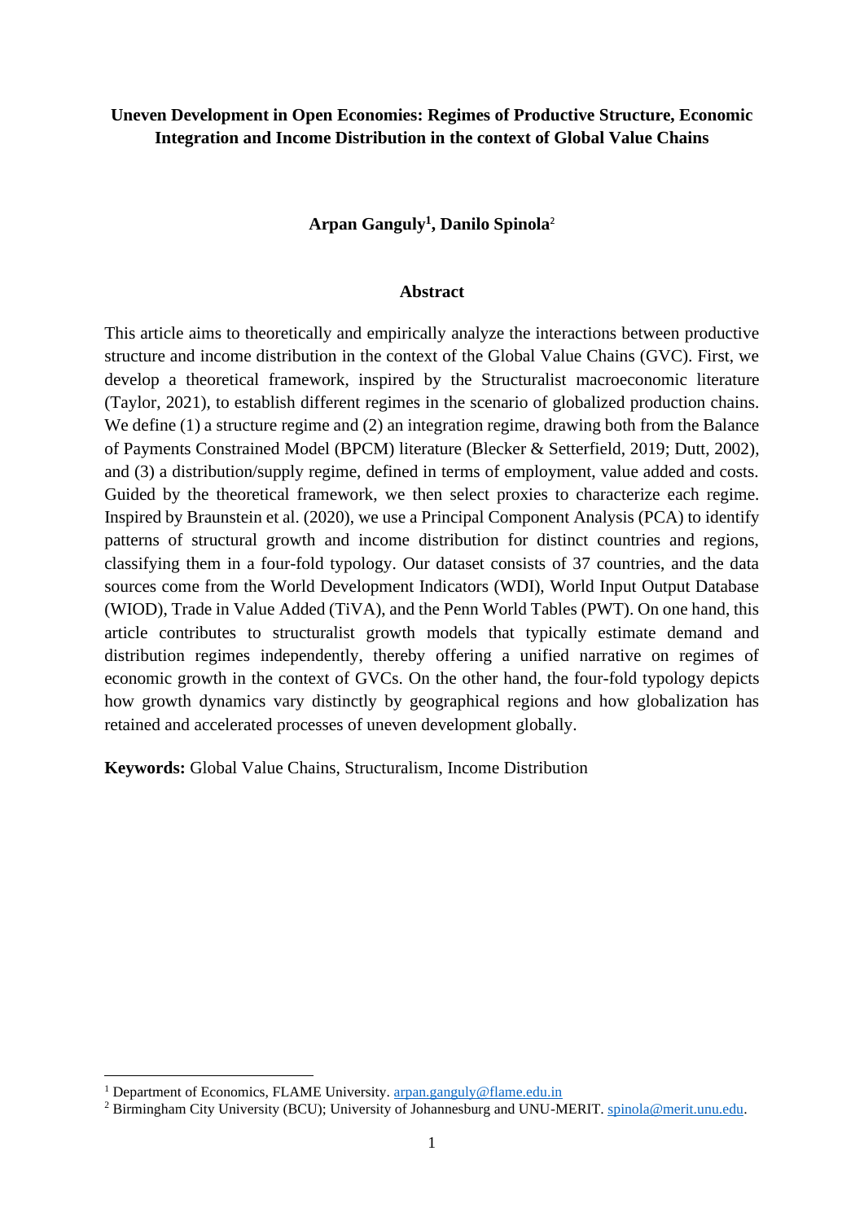**Uneven Development in Open Economies: Regimes of Productive Structure, Economic Integration and Income Distribution in the context of Global Value Chains**

**Arpan Ganguly[1], Danilo Spinola[2]**

**Abstract**

This article aims to theoretically and empirically analyze the interactions between productive structure and income distribution in the context of the Global Value Chains (GVC). First, we develop a theoretical framework, inspired by the Structuralist macroeconomic literature (Taylor, 2021), to establish different regimes in the scenario of globalized production chains. We define (1) a structure regime and (2) an integration regime, drawing both from the Balance of Payments Constrained Model (BPCM) literature (Blecker & Setterfield, 2019; Dutt, 2002), and (3) a distribution/supply regime, defined in terms of employment, value added and costs. Guided by the theoretical framework, we then select proxies to characterize each regime. Inspired by Braunstein et al. (2020), we use a Principal Component Analysis (PCA) to identify patterns of structural growth and income distribution for distinct countries and regions, classifying them in a four-fold typology. Our dataset consists of 37 countries, and the data sources come from the World Development Indicators (WDI), World Input Output Database (WIOD), Trade in Value Added (TiVA), and the Penn World Tables (PWT). On one hand, this article contributes to structuralist growth models that typically estimate demand and distribution regimes independently, thereby offering a unified narrative on regimes of economic growth in the context of GVCs. On the other hand, the four-fold typology depicts how growth dynamics vary distinctly by geographical regions and how globalization has retained and accelerated processes of uneven development globally.

**Keywords:** Global Value Chains, Structuralism, Income Distribution

[1] Department of Economics, FLAME University. arpan.ganguly@flame.edu.in

[2] Birmingham City University (BCU); University of Johannesburg and UNU-MERIT. spinola@merit.unu.edu.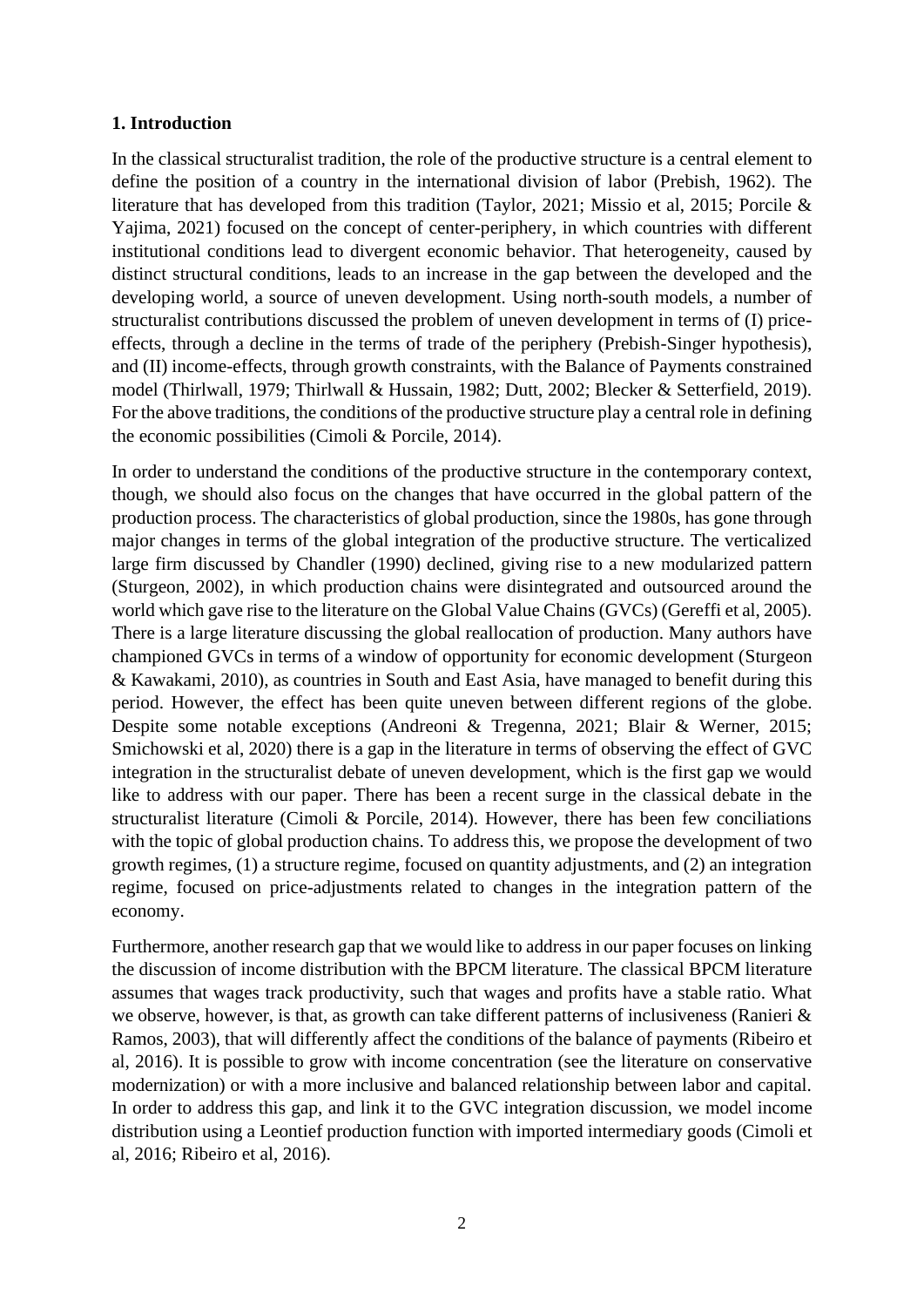## 1. Introduction

In the classical structuralist tradition, the role of the productive structure is a central element to define the position of a country in the international division of labor (Prebish, 1962). The literature that has developed from this tradition (Taylor, 2021; Missio et al, 2015; Porcile & Yajima, 2021) focused on the concept of center-periphery, in which countries with different institutional conditions lead to divergent economic behavior. That heterogeneity, caused by distinct structural conditions, leads to an increase in the gap between the developed and the developing world, a source of uneven development. Using north-south models, a number of structuralist contributions discussed the problem of uneven development in terms of (I) price-effects, through a decline in the terms of trade of the periphery (Prebish-Singer hypothesis), and (II) income-effects, through growth constraints, with the Balance of Payments constrained model (Thirlwall, 1979; Thirlwall & Hussain, 1982; Dutt, 2002; Blecker & Setterfield, 2019). For the above traditions, the conditions of the productive structure play a central role in defining the economic possibilities (Cimoli & Porcile, 2014).

In order to understand the conditions of the productive structure in the contemporary context, though, we should also focus on the changes that have occurred in the global pattern of the production process. The characteristics of global production, since the 1980s, has gone through major changes in terms of the global integration of the productive structure. The verticalized large firm discussed by Chandler (1990) declined, giving rise to a new modularized pattern (Sturgeon, 2002), in which production chains were disintegrated and outsourced around the world which gave rise to the literature on the Global Value Chains (GVCs) (Gereffi et al, 2005). There is a large literature discussing the global reallocation of production. Many authors have championed GVCs in terms of a window of opportunity for economic development (Sturgeon & Kawakami, 2010), as countries in South and East Asia, have managed to benefit during this period. However, the effect has been quite uneven between different regions of the globe. Despite some notable exceptions (Andreoni & Tregenna, 2021; Blair & Werner, 2015; Smichowski et al, 2020) there is a gap in the literature in terms of observing the effect of GVC integration in the structuralist debate of uneven development, which is the first gap we would like to address with our paper. There has been a recent surge in the classical debate in the structuralist literature (Cimoli & Porcile, 2014). However, there has been few conciliations with the topic of global production chains. To address this, we propose the development of two growth regimes, (1) a structure regime, focused on quantity adjustments, and (2) an integration regime, focused on price-adjustments related to changes in the integration pattern of the economy.

Furthermore, another research gap that we would like to address in our paper focuses on linking the discussion of income distribution with the BPCM literature. The classical BPCM literature assumes that wages track productivity, such that wages and profits have a stable ratio. What we observe, however, is that, as growth can take different patterns of inclusiveness (Ranieri & Ramos, 2003), that will differently affect the conditions of the balance of payments (Ribeiro et al, 2016). It is possible to grow with income concentration (see the literature on conservative modernization) or with a more inclusive and balanced relationship between labor and capital. In order to address this gap, and link it to the GVC integration discussion, we model income distribution using a Leontief production function with imported intermediary goods (Cimoli et al, 2016; Ribeiro et al, 2016).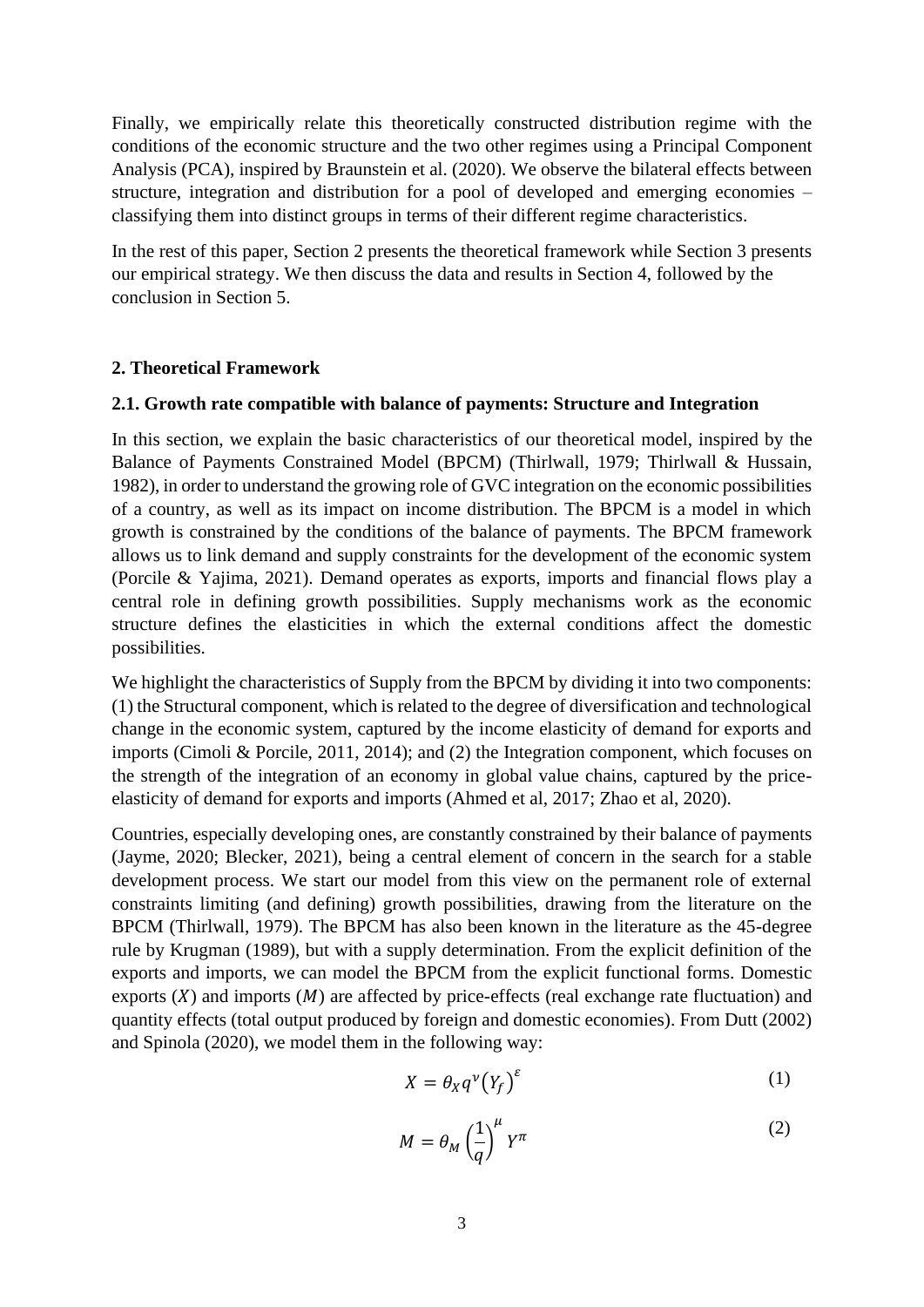Finally, we empirically relate this theoretically constructed distribution regime with the conditions of the economic structure and the two other regimes using a Principal Component Analysis (PCA), inspired by Braunstein et al. (2020). We observe the bilateral effects between structure, integration and distribution for a pool of developed and emerging economies – classifying them into distinct groups in terms of their different regime characteristics.

In the rest of this paper, Section 2 presents the theoretical framework while Section 3 presents our empirical strategy. We then discuss the data and results in Section 4, followed by the conclusion in Section 5.

## 2. Theoretical Framework

### 2.1. Growth rate compatible with balance of payments: Structure and Integration

In this section, we explain the basic characteristics of our theoretical model, inspired by the Balance of Payments Constrained Model (BPCM) (Thirlwall, 1979; Thirlwall & Hussain, 1982), in order to understand the growing role of GVC integration on the economic possibilities of a country, as well as its impact on income distribution. The BPCM is a model in which growth is constrained by the conditions of the balance of payments. The BPCM framework allows us to link demand and supply constraints for the development of the economic system (Porcile & Yajima, 2021). Demand operates as exports, imports and financial flows play a central role in defining growth possibilities. Supply mechanisms work as the economic structure defines the elasticities in which the external conditions affect the domestic possibilities.

We highlight the characteristics of Supply from the BPCM by dividing it into two components: (1) the Structural component, which is related to the degree of diversification and technological change in the economic system, captured by the income elasticity of demand for exports and imports (Cimoli & Porcile, 2011, 2014); and (2) the Integration component, which focuses on the strength of the integration of an economy in global value chains, captured by the price-elasticity of demand for exports and imports (Ahmed et al, 2017; Zhao et al, 2020).

Countries, especially developing ones, are constantly constrained by their balance of payments (Jayme, 2020; Blecker, 2021), being a central element of concern in the search for a stable development process. We start our model from this view on the permanent role of external constraints limiting (and defining) growth possibilities, drawing from the literature on the BPCM (Thirlwall, 1979). The BPCM has also been known in the literature as the 45-degree rule by Krugman (1989), but with a supply determination. From the explicit definition of the exports and imports, we can model the BPCM from the explicit functional forms. Domestic exports ($X$) and imports ($M$) are affected by price-effects (real exchange rate fluctuation) and quantity effects (total output produced by foreign and domestic economies). From Dutt (2002) and Spinola (2020), we model them in the following way:

$$X = \theta_X q^{\nu} \left(Y_f\right)^{\varepsilon} \tag{1}$$

$$M = \theta_M \left(\frac{1}{q}\right)^{\mu} Y^{\pi} \tag{2}$$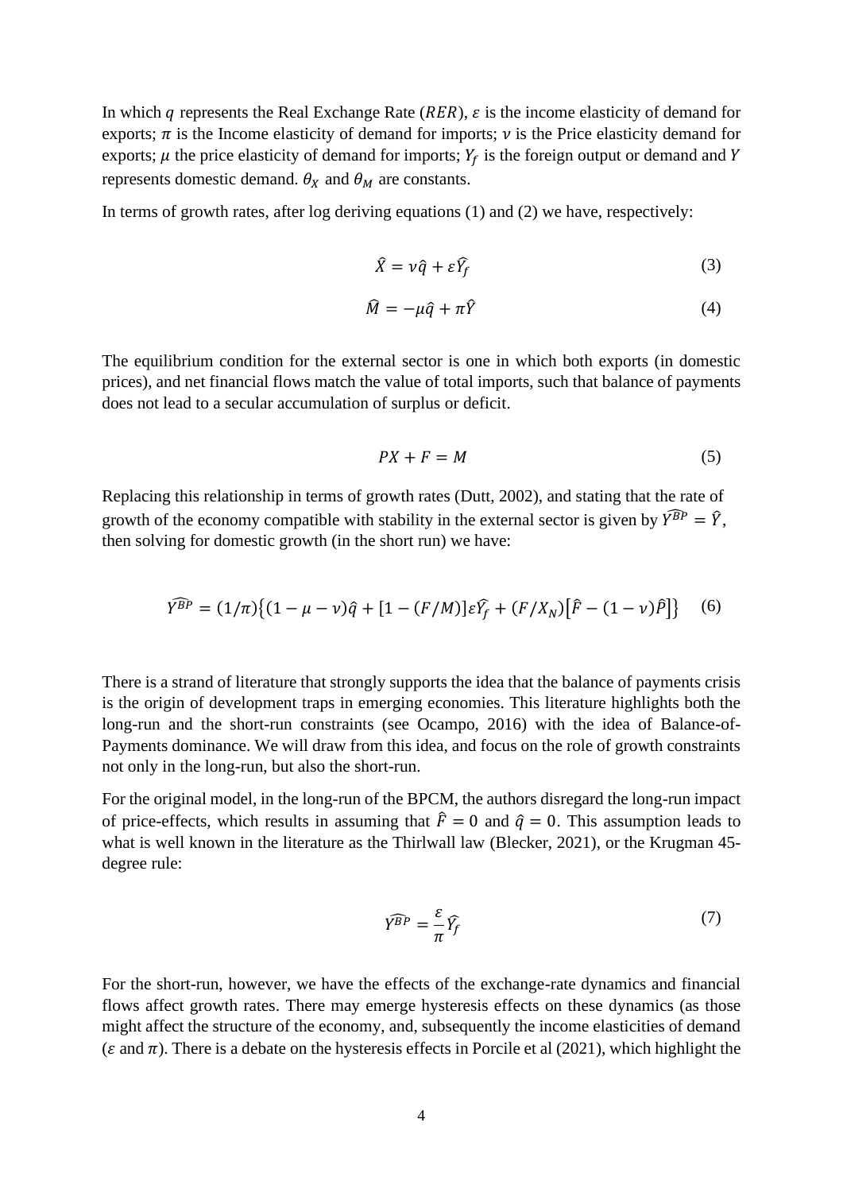In which $q$ represents the Real Exchange Rate ($RER$), $\varepsilon$ is the income elasticity of demand for exports; $\pi$ is the Income elasticity of demand for imports; $\nu$ is the Price elasticity demand for exports; $\mu$ the price elasticity of demand for imports; $Y_f$ is the foreign output or demand and $Y$ represents domestic demand. $\theta_X$ and $\theta_M$ are constants.

In terms of growth rates, after log deriving equations (1) and (2) we have, respectively:

$$\hat{X} = \nu\hat{q} + \varepsilon\widehat{Y_f} \tag{3}$$

$$\widehat{M} = -\mu\hat{q} + \pi\hat{Y} \tag{4}$$

The equilibrium condition for the external sector is one in which both exports (in domestic prices), and net financial flows match the value of total imports, such that balance of payments does not lead to a secular accumulation of surplus or deficit.

$$PX + F = M \tag{5}$$

Replacing this relationship in terms of growth rates (Dutt, 2002), and stating that the rate of growth of the economy compatible with stability in the external sector is given by $\widehat{Y^{BP}} = \hat{Y}$, then solving for domestic growth (in the short run) we have:

$$\widehat{Y^{BP}} = (1/\pi)\left\{(1 - \mu - \nu)\hat{q} + [1 - (F/M)]\varepsilon\widehat{Y_f} + (F/X_N)\left[\hat{F} - (1 - \nu)\hat{P}\right]\right\} \tag{6}$$

There is a strand of literature that strongly supports the idea that the balance of payments crisis is the origin of development traps in emerging economies. This literature highlights both the long-run and the short-run constraints (see Ocampo, 2016) with the idea of Balance-of-Payments dominance. We will draw from this idea, and focus on the role of growth constraints not only in the long-run, but also the short-run.

For the original model, in the long-run of the BPCM, the authors disregard the long-run impact of price-effects, which results in assuming that $\hat{F} = 0$ and $\hat{q} = 0$. This assumption leads to what is well known in the literature as the Thirlwall law (Blecker, 2021), or the Krugman 45-degree rule:

$$\widehat{Y^{BP}} = \frac{\varepsilon}{\pi}\widehat{Y_f} \tag{7}$$

For the short-run, however, we have the effects of the exchange-rate dynamics and financial flows affect growth rates. There may emerge hysteresis effects on these dynamics (as those might affect the structure of the economy, and, subsequently the income elasticities of demand ($\varepsilon$ and $\pi$). There is a debate on the hysteresis effects in Porcile et al (2021), which highlight the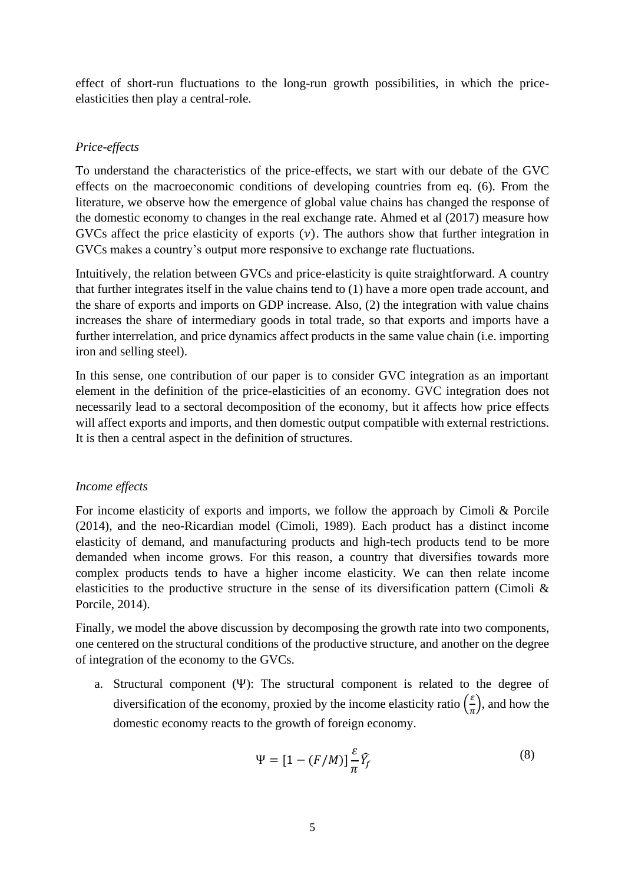effect of short-run fluctuations to the long-run growth possibilities, in which the price-elasticities then play a central-role.

### *Price-effects*

To understand the characteristics of the price-effects, we start with our debate of the GVC effects on the macroeconomic conditions of developing countries from eq. (6). From the literature, we observe how the emergence of global value chains has changed the response of the domestic economy to changes in the real exchange rate. Ahmed et al (2017) measure how GVCs affect the price elasticity of exports $(\nu)$. The authors show that further integration in GVCs makes a country's output more responsive to exchange rate fluctuations.

Intuitively, the relation between GVCs and price-elasticity is quite straightforward. A country that further integrates itself in the value chains tend to (1) have a more open trade account, and the share of exports and imports on GDP increase. Also, (2) the integration with value chains increases the share of intermediary goods in total trade, so that exports and imports have a further interrelation, and price dynamics affect products in the same value chain (i.e. importing iron and selling steel).

In this sense, one contribution of our paper is to consider GVC integration as an important element in the definition of the price-elasticities of an economy. GVC integration does not necessarily lead to a sectoral decomposition of the economy, but it affects how price effects will affect exports and imports, and then domestic output compatible with external restrictions. It is then a central aspect in the definition of structures.

### *Income effects*

For income elasticity of exports and imports, we follow the approach by Cimoli & Porcile (2014), and the neo-Ricardian model (Cimoli, 1989). Each product has a distinct income elasticity of demand, and manufacturing products and high-tech products tend to be more demanded when income grows. For this reason, a country that diversifies towards more complex products tends to have a higher income elasticity. We can then relate income elasticities to the productive structure in the sense of its diversification pattern (Cimoli & Porcile, 2014).

Finally, we model the above discussion by decomposing the growth rate into two components, one centered on the structural conditions of the productive structure, and another on the degree of integration of the economy to the GVCs.

a. Structural component $(\Psi)$: The structural component is related to the degree of diversification of the economy, proxied by the income elasticity ratio $\left(\frac{\varepsilon}{\pi}\right)$, and how the domestic economy reacts to the growth of foreign economy.

$$\Psi = [1 - (F/M)]\frac{\varepsilon}{\pi}\widehat{Y}_f \tag{8}$$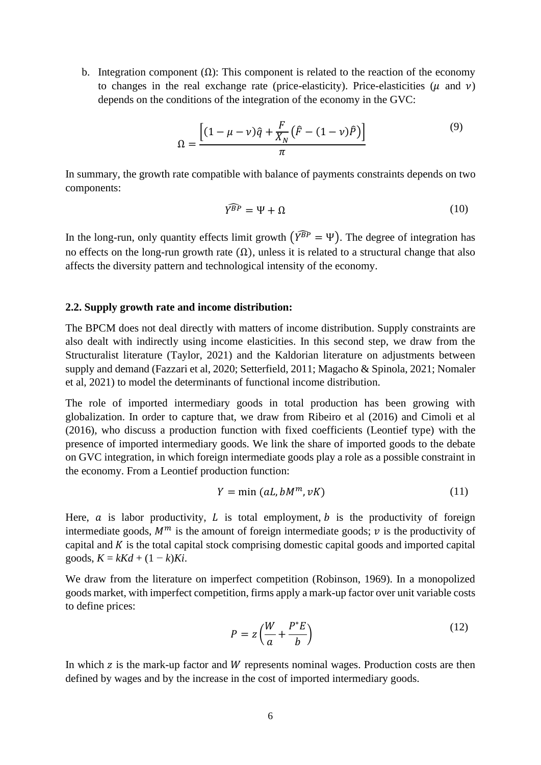b. Integration component ($\Omega$): This component is related to the reaction of the economy to changes in the real exchange rate (price-elasticity). Price-elasticities ($\mu$ and $\nu$) depends on the conditions of the integration of the economy in the GVC:

$$\Omega = \frac{\left[(1-\mu-\nu)\hat{q} + \frac{F}{X_N}\left(\hat{F} - (1-\nu)\hat{P}\right)\right]}{\pi} \tag{9}$$

In summary, the growth rate compatible with balance of payments constraints depends on two components:

$$\widehat{Y^{BP}} = \Psi + \Omega \tag{10}$$

In the long-run, only quantity effects limit growth $\left(\widehat{Y^{BP}} = \Psi\right)$. The degree of integration has no effects on the long-run growth rate ($\Omega$), unless it is related to a structural change that also affects the diversity pattern and technological intensity of the economy.

### 2.2. Supply growth rate and income distribution:

The BPCM does not deal directly with matters of income distribution. Supply constraints are also dealt with indirectly using income elasticities. In this second step, we draw from the Structuralist literature (Taylor, 2021) and the Kaldorian literature on adjustments between supply and demand (Fazzari et al, 2020; Setterfield, 2011; Magacho & Spinola, 2021; Nomaler et al, 2021) to model the determinants of functional income distribution.

The role of imported intermediary goods in total production has been growing with globalization. In order to capture that, we draw from Ribeiro et al (2016) and Cimoli et al (2016), who discuss a production function with fixed coefficients (Leontief type) with the presence of imported intermediary goods. We link the share of imported goods to the debate on GVC integration, in which foreign intermediate goods play a role as a possible constraint in the economy. From a Leontief production function:

$$Y = \min\left(aL, bM^m, vK\right) \tag{11}$$

Here, $a$ is labor productivity, $L$ is total employment, $b$ is the productivity of foreign intermediate goods, $M^m$ is the amount of foreign intermediate goods; $v$ is the productivity of capital and $K$ is the total capital stock comprising domestic capital goods and imported capital goods, $K = kKd + (1 - k)Ki$.

We draw from the literature on imperfect competition (Robinson, 1969). In a monopolized goods market, with imperfect competition, firms apply a mark-up factor over unit variable costs to define prices:

$$P = z\left(\frac{W}{a} + \frac{P^{*}E}{b}\right) \tag{12}$$

In which $z$ is the mark-up factor and $W$ represents nominal wages. Production costs are then defined by wages and by the increase in the cost of imported intermediary goods.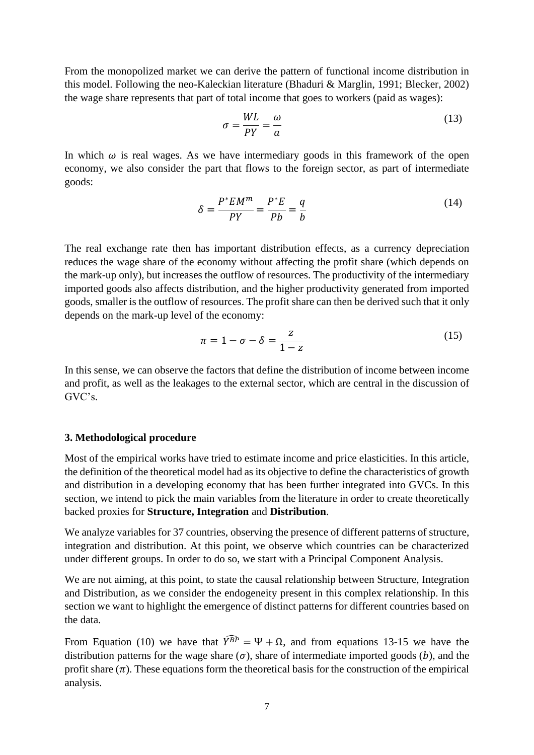From the monopolized market we can derive the pattern of functional income distribution in this model. Following the neo-Kaleckian literature (Bhaduri & Marglin, 1991; Blecker, 2002) the wage share represents that part of total income that goes to workers (paid as wages):

$$\sigma = \frac{WL}{PY} = \frac{\omega}{a} \tag{13}$$

In which $\omega$ is real wages. As we have intermediary goods in this framework of the open economy, we also consider the part that flows to the foreign sector, as part of intermediate goods:

$$\delta = \frac{P^{*}EM^{m}}{PY} = \frac{P^{*}E}{Pb} = \frac{q}{b} \tag{14}$$

The real exchange rate then has important distribution effects, as a currency depreciation reduces the wage share of the economy without affecting the profit share (which depends on the mark-up only), but increases the outflow of resources. The productivity of the intermediary imported goods also affects distribution, and the higher productivity generated from imported goods, smaller is the outflow of resources. The profit share can then be derived such that it only depends on the mark-up level of the economy:

$$\pi = 1 - \sigma - \delta = \frac{z}{1 - z} \tag{15}$$

In this sense, we can observe the factors that define the distribution of income between income and profit, as well as the leakages to the external sector, which are central in the discussion of GVC's.

### 3. Methodological procedure

Most of the empirical works have tried to estimate income and price elasticities. In this article, the definition of the theoretical model had as its objective to define the characteristics of growth and distribution in a developing economy that has been further integrated into GVCs. In this section, we intend to pick the main variables from the literature in order to create theoretically backed proxies for **Structure, Integration** and **Distribution**.

We analyze variables for 37 countries, observing the presence of different patterns of structure, integration and distribution. At this point, we observe which countries can be characterized under different groups. In order to do so, we start with a Principal Component Analysis.

We are not aiming, at this point, to state the causal relationship between Structure, Integration and Distribution, as we consider the endogeneity present in this complex relationship. In this section we want to highlight the emergence of distinct patterns for different countries based on the data.

From Equation (10) we have that $\widehat{Y^{BP}} = \Psi + \Omega$, and from equations 13-15 we have the distribution patterns for the wage share ($\sigma$), share of intermediate imported goods ($b$), and the profit share ($\pi$). These equations form the theoretical basis for the construction of the empirical analysis.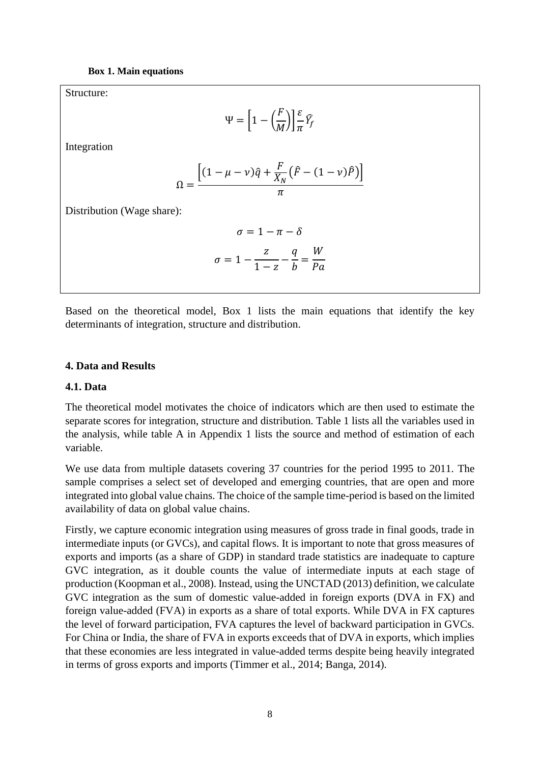**Box 1. Main equations**

Structure:

$$\Psi = \left[1 - \left(\frac{F}{M}\right)\right]\frac{\varepsilon}{\pi}\widehat{Y}_f$$

Integration

$$\Omega = \frac{\left[(1-\mu-\nu)\hat{q} + \frac{F}{X_N}\left(\hat{F} - (1-\nu)\hat{P}\right)\right]}{\pi}$$

Distribution (Wage share):

$$\sigma = 1 - \pi - \delta$$

$$\sigma = 1 - \frac{z}{1-z} - \frac{q}{b} = \frac{W}{Pa}$$

Based on the theoretical model, Box 1 lists the main equations that identify the key determinants of integration, structure and distribution.

## 4. Data and Results

### 4.1. Data

The theoretical model motivates the choice of indicators which are then used to estimate the separate scores for integration, structure and distribution. Table 1 lists all the variables used in the analysis, while table A in Appendix 1 lists the source and method of estimation of each variable.

We use data from multiple datasets covering 37 countries for the period 1995 to 2011. The sample comprises a select set of developed and emerging countries, that are open and more integrated into global value chains. The choice of the sample time-period is based on the limited availability of data on global value chains.

Firstly, we capture economic integration using measures of gross trade in final goods, trade in intermediate inputs (or GVCs), and capital flows. It is important to note that gross measures of exports and imports (as a share of GDP) in standard trade statistics are inadequate to capture GVC integration, as it double counts the value of intermediate inputs at each stage of production (Koopman et al., 2008). Instead, using the UNCTAD (2013) definition, we calculate GVC integration as the sum of domestic value-added in foreign exports (DVA in FX) and foreign value-added (FVA) in exports as a share of total exports. While DVA in FX captures the level of forward participation, FVA captures the level of backward participation in GVCs. For China or India, the share of FVA in exports exceeds that of DVA in exports, which implies that these economies are less integrated in value-added terms despite being heavily integrated in terms of gross exports and imports (Timmer et al., 2014; Banga, 2014).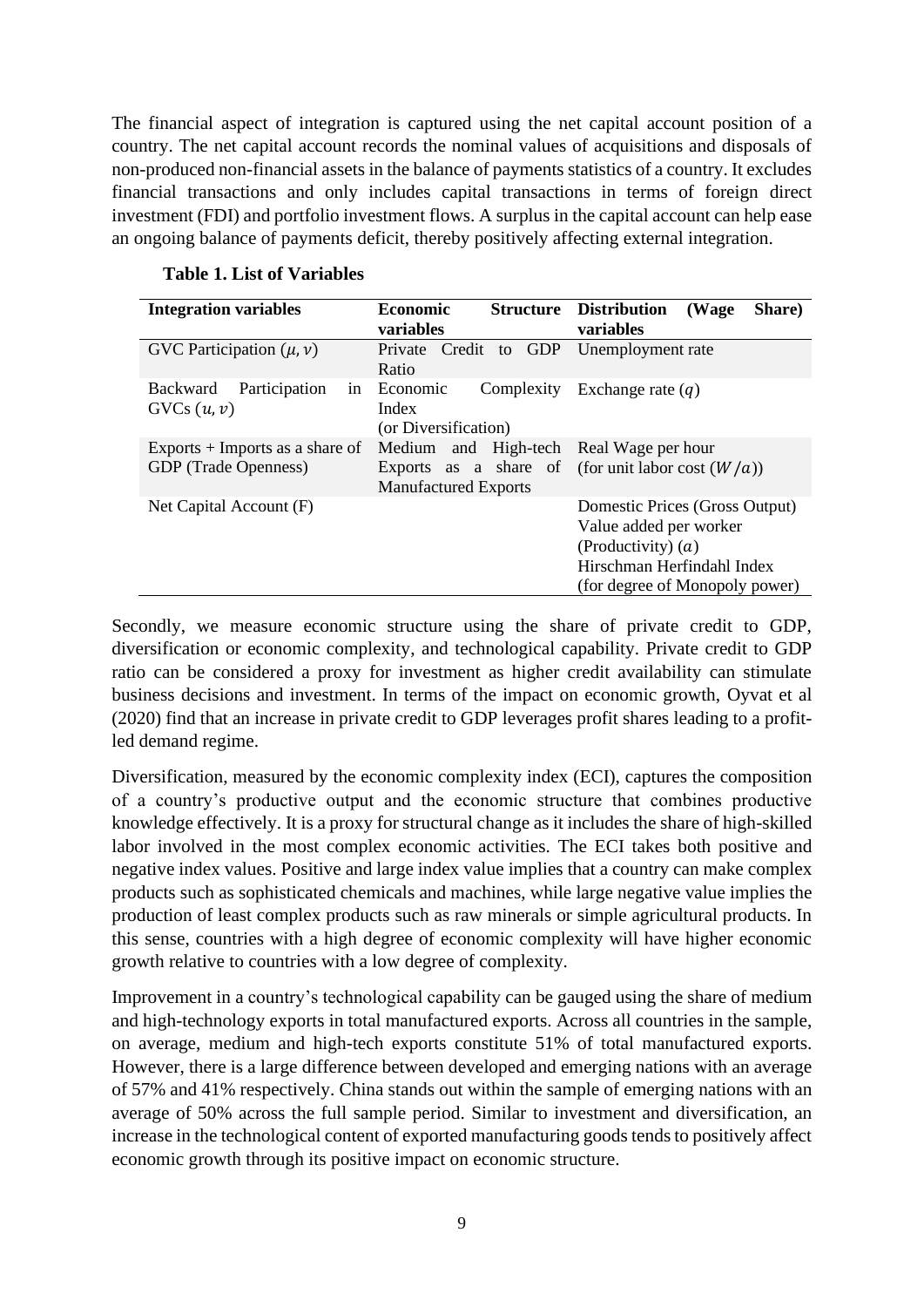The financial aspect of integration is captured using the net capital account position of a country. The net capital account records the nominal values of acquisitions and disposals of non-produced non-financial assets in the balance of payments statistics of a country. It excludes financial transactions and only includes capital transactions in terms of foreign direct investment (FDI) and portfolio investment flows. A surplus in the capital account can help ease an ongoing balance of payments deficit, thereby positively affecting external integration.

**Table 1. List of Variables**

| Integration variables | Economic Structure variables | Distribution (Wage Share) variables |
|---|---|---|
| GVC Participation ($\mu, v$) | Private Credit to GDP Ratio | Unemployment rate |
| Backward Participation in GVCs ($u, v$) | Economic Complexity Index (or Diversification) | Exchange rate ($q$) |
| Exports + Imports as a share of GDP (Trade Openness) | Medium and High-tech Exports as a share of Manufactured Exports | Real Wage per hour (for unit labor cost ($W/a$)) |
| Net Capital Account (F) | | Domestic Prices (Gross Output) Value added per worker (Productivity) ($a$) Hirschman Herfindahl Index (for degree of Monopoly power) |

Secondly, we measure economic structure using the share of private credit to GDP, diversification or economic complexity, and technological capability. Private credit to GDP ratio can be considered a proxy for investment as higher credit availability can stimulate business decisions and investment. In terms of the impact on economic growth, Oyvat et al (2020) find that an increase in private credit to GDP leverages profit shares leading to a profit-led demand regime.

Diversification, measured by the economic complexity index (ECI), captures the composition of a country's productive output and the economic structure that combines productive knowledge effectively. It is a proxy for structural change as it includes the share of high-skilled labor involved in the most complex economic activities. The ECI takes both positive and negative index values. Positive and large index value implies that a country can make complex products such as sophisticated chemicals and machines, while large negative value implies the production of least complex products such as raw minerals or simple agricultural products. In this sense, countries with a high degree of economic complexity will have higher economic growth relative to countries with a low degree of complexity.

Improvement in a country's technological capability can be gauged using the share of medium and high-technology exports in total manufactured exports. Across all countries in the sample, on average, medium and high-tech exports constitute 51% of total manufactured exports. However, there is a large difference between developed and emerging nations with an average of 57% and 41% respectively. China stands out within the sample of emerging nations with an average of 50% across the full sample period. Similar to investment and diversification, an increase in the technological content of exported manufacturing goods tends to positively affect economic growth through its positive impact on economic structure.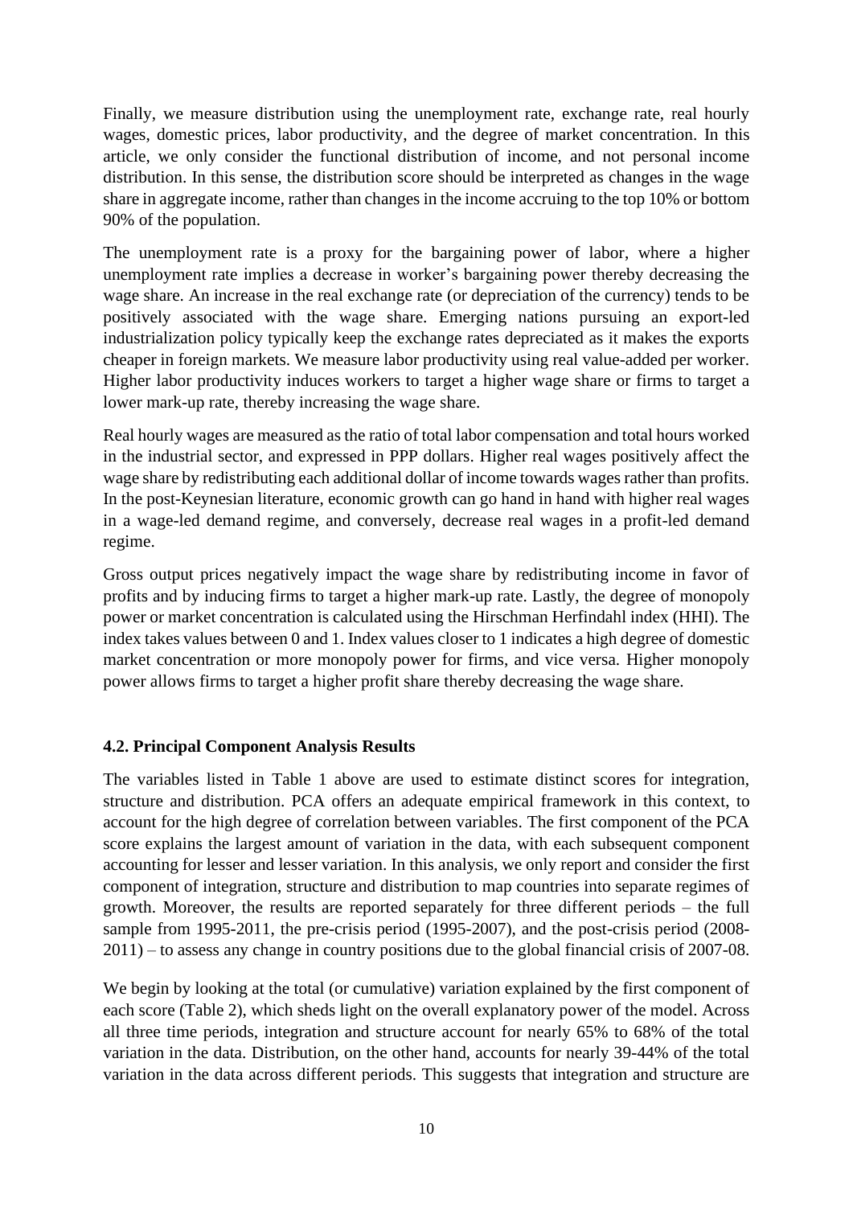Finally, we measure distribution using the unemployment rate, exchange rate, real hourly wages, domestic prices, labor productivity, and the degree of market concentration. In this article, we only consider the functional distribution of income, and not personal income distribution. In this sense, the distribution score should be interpreted as changes in the wage share in aggregate income, rather than changes in the income accruing to the top 10% or bottom 90% of the population.

The unemployment rate is a proxy for the bargaining power of labor, where a higher unemployment rate implies a decrease in worker's bargaining power thereby decreasing the wage share. An increase in the real exchange rate (or depreciation of the currency) tends to be positively associated with the wage share. Emerging nations pursuing an export-led industrialization policy typically keep the exchange rates depreciated as it makes the exports cheaper in foreign markets. We measure labor productivity using real value-added per worker. Higher labor productivity induces workers to target a higher wage share or firms to target a lower mark-up rate, thereby increasing the wage share.

Real hourly wages are measured as the ratio of total labor compensation and total hours worked in the industrial sector, and expressed in PPP dollars. Higher real wages positively affect the wage share by redistributing each additional dollar of income towards wages rather than profits. In the post-Keynesian literature, economic growth can go hand in hand with higher real wages in a wage-led demand regime, and conversely, decrease real wages in a profit-led demand regime.

Gross output prices negatively impact the wage share by redistributing income in favor of profits and by inducing firms to target a higher mark-up rate. Lastly, the degree of monopoly power or market concentration is calculated using the Hirschman Herfindahl index (HHI). The index takes values between 0 and 1. Index values closer to 1 indicates a high degree of domestic market concentration or more monopoly power for firms, and vice versa. Higher monopoly power allows firms to target a higher profit share thereby decreasing the wage share.

### 4.2. Principal Component Analysis Results

The variables listed in Table 1 above are used to estimate distinct scores for integration, structure and distribution. PCA offers an adequate empirical framework in this context, to account for the high degree of correlation between variables. The first component of the PCA score explains the largest amount of variation in the data, with each subsequent component accounting for lesser and lesser variation. In this analysis, we only report and consider the first component of integration, structure and distribution to map countries into separate regimes of growth. Moreover, the results are reported separately for three different periods – the full sample from 1995-2011, the pre-crisis period (1995-2007), and the post-crisis period (2008-2011) – to assess any change in country positions due to the global financial crisis of 2007-08.

We begin by looking at the total (or cumulative) variation explained by the first component of each score (Table 2), which sheds light on the overall explanatory power of the model. Across all three time periods, integration and structure account for nearly 65% to 68% of the total variation in the data. Distribution, on the other hand, accounts for nearly 39-44% of the total variation in the data across different periods. This suggests that integration and structure are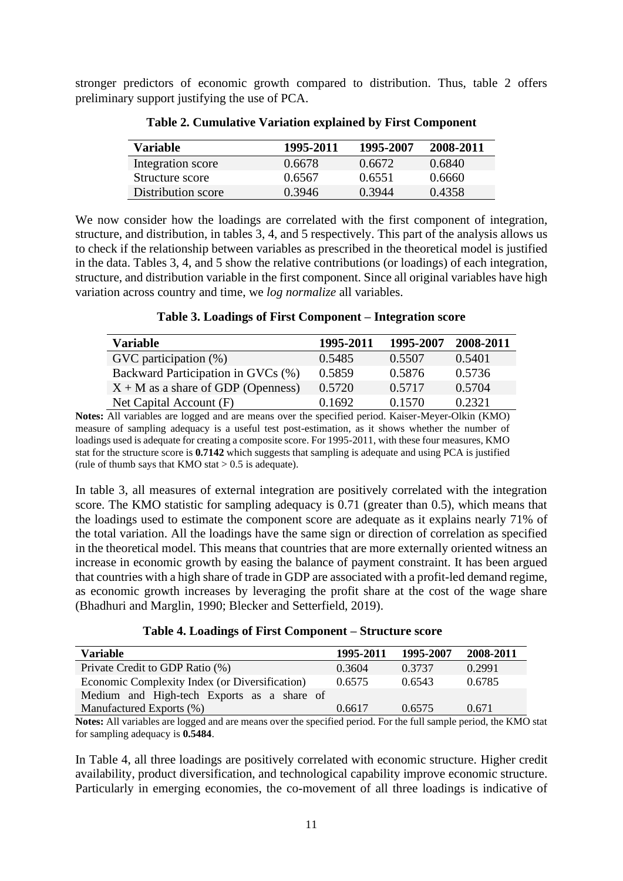stronger predictors of economic growth compared to distribution. Thus, table 2 offers preliminary support justifying the use of PCA.

**Table 2. Cumulative Variation explained by First Component**

| Variable | 1995-2011 | 1995-2007 | 2008-2011 |
|---|---|---|---|
| Integration score | 0.6678 | 0.6672 | 0.6840 |
| Structure score | 0.6567 | 0.6551 | 0.6660 |
| Distribution score | 0.3946 | 0.3944 | 0.4358 |

We now consider how the loadings are correlated with the first component of integration, structure, and distribution, in tables 3, 4, and 5 respectively. This part of the analysis allows us to check if the relationship between variables as prescribed in the theoretical model is justified in the data. Tables 3, 4, and 5 show the relative contributions (or loadings) of each integration, structure, and distribution variable in the first component. Since all original variables have high variation across country and time, we *log normalize* all variables.

**Table 3. Loadings of First Component – Integration score**

| Variable | 1995-2011 | 1995-2007 | 2008-2011 |
|---|---|---|---|
| GVC participation (%) | 0.5485 | 0.5507 | 0.5401 |
| Backward Participation in GVCs (%) | 0.5859 | 0.5876 | 0.5736 |
| X + M as a share of GDP (Openness) | 0.5720 | 0.5717 | 0.5704 |
| Net Capital Account (F) | 0.1692 | 0.1570 | 0.2321 |

**Notes:** All variables are logged and are means over the specified period. Kaiser-Meyer-Olkin (KMO) measure of sampling adequacy is a useful test post-estimation, as it shows whether the number of loadings used is adequate for creating a composite score. For 1995-2011, with these four measures, KMO stat for the structure score is **0.7142** which suggests that sampling is adequate and using PCA is justified (rule of thumb says that KMO stat > 0.5 is adequate).

In table 3, all measures of external integration are positively correlated with the integration score. The KMO statistic for sampling adequacy is 0.71 (greater than 0.5), which means that the loadings used to estimate the component score are adequate as it explains nearly 71% of the total variation. All the loadings have the same sign or direction of correlation as specified in the theoretical model. This means that countries that are more externally oriented witness an increase in economic growth by easing the balance of payment constraint. It has been argued that countries with a high share of trade in GDP are associated with a profit-led demand regime, as economic growth increases by leveraging the profit share at the cost of the wage share (Bhadhuri and Marglin, 1990; Blecker and Setterfield, 2019).

**Table 4. Loadings of First Component – Structure score**

| Variable | 1995-2011 | 1995-2007 | 2008-2011 |
|---|---|---|---|
| Private Credit to GDP Ratio (%) | 0.3604 | 0.3737 | 0.2991 |
| Economic Complexity Index (or Diversification) | 0.6575 | 0.6543 | 0.6785 |
| Medium and High-tech Exports as a share of Manufactured Exports (%) | 0.6617 | 0.6575 | 0.671 |

**Notes:** All variables are logged and are means over the specified period. For the full sample period, the KMO stat for sampling adequacy is **0.5484**.

In Table 4, all three loadings are positively correlated with economic structure. Higher credit availability, product diversification, and technological capability improve economic structure. Particularly in emerging economies, the co-movement of all three loadings is indicative of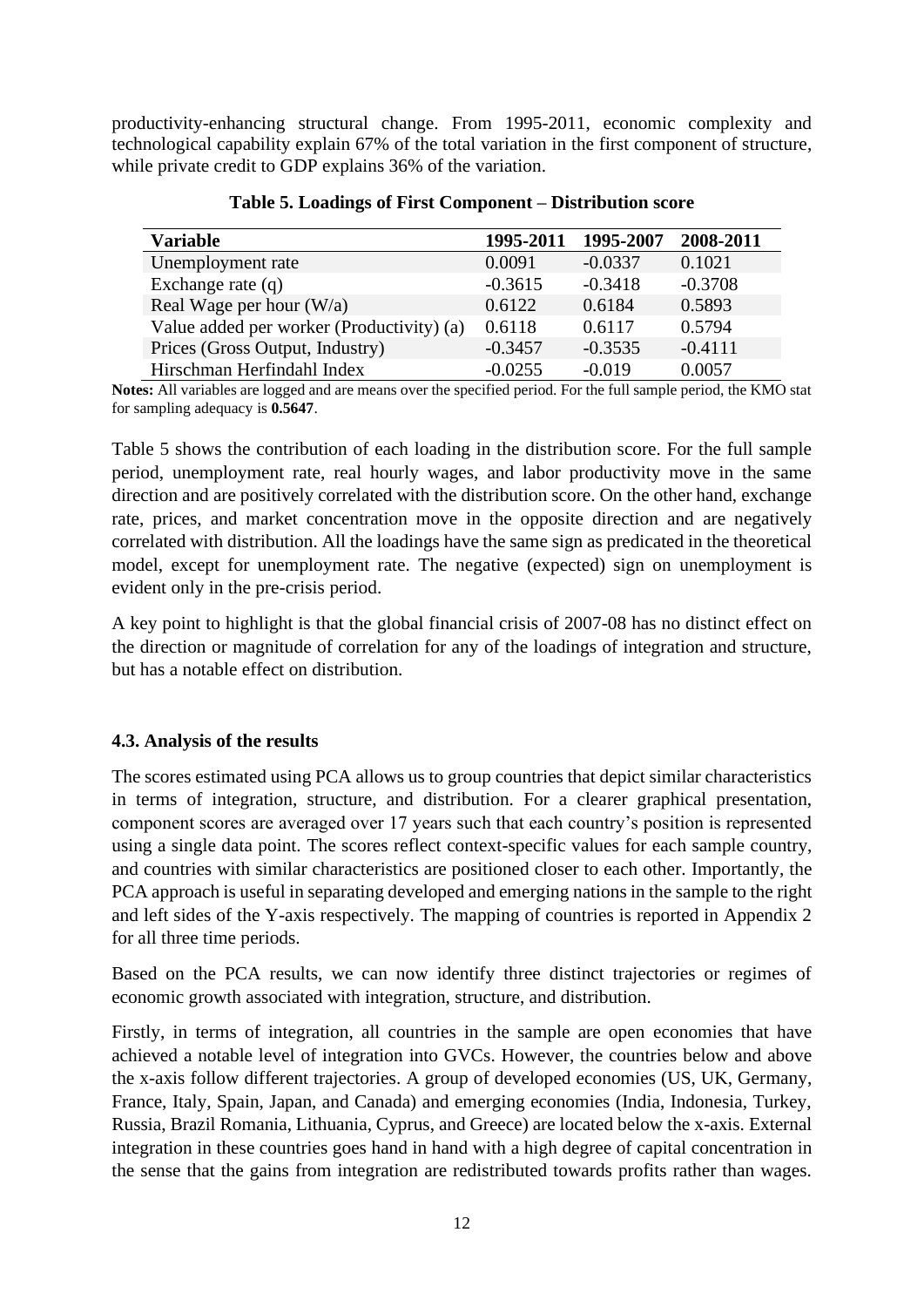productivity-enhancing structural change. From 1995-2011, economic complexity and technological capability explain 67% of the total variation in the first component of structure, while private credit to GDP explains 36% of the variation.

**Table 5. Loadings of First Component – Distribution score**

| Variable | 1995-2011 | 1995-2007 | 2008-2011 |
|---|---|---|---|
| Unemployment rate | 0.0091 | -0.0337 | 0.1021 |
| Exchange rate (q) | -0.3615 | -0.3418 | -0.3708 |
| Real Wage per hour (W/a) | 0.6122 | 0.6184 | 0.5893 |
| Value added per worker (Productivity) (a) | 0.6118 | 0.6117 | 0.5794 |
| Prices (Gross Output, Industry) | -0.3457 | -0.3535 | -0.4111 |
| Hirschman Herfindahl Index | -0.0255 | -0.019 | 0.0057 |

**Notes:** All variables are logged and are means over the specified period. For the full sample period, the KMO stat for sampling adequacy is **0.5647**.

Table 5 shows the contribution of each loading in the distribution score. For the full sample period, unemployment rate, real hourly wages, and labor productivity move in the same direction and are positively correlated with the distribution score. On the other hand, exchange rate, prices, and market concentration move in the opposite direction and are negatively correlated with distribution. All the loadings have the same sign as predicated in the theoretical model, except for unemployment rate. The negative (expected) sign on unemployment is evident only in the pre-crisis period.

A key point to highlight is that the global financial crisis of 2007-08 has no distinct effect on the direction or magnitude of correlation for any of the loadings of integration and structure, but has a notable effect on distribution.

### 4.3. Analysis of the results

The scores estimated using PCA allows us to group countries that depict similar characteristics in terms of integration, structure, and distribution. For a clearer graphical presentation, component scores are averaged over 17 years such that each country's position is represented using a single data point. The scores reflect context-specific values for each sample country, and countries with similar characteristics are positioned closer to each other. Importantly, the PCA approach is useful in separating developed and emerging nations in the sample to the right and left sides of the Y-axis respectively. The mapping of countries is reported in Appendix 2 for all three time periods.

Based on the PCA results, we can now identify three distinct trajectories or regimes of economic growth associated with integration, structure, and distribution.

Firstly, in terms of integration, all countries in the sample are open economies that have achieved a notable level of integration into GVCs. However, the countries below and above the x-axis follow different trajectories. A group of developed economies (US, UK, Germany, France, Italy, Spain, Japan, and Canada) and emerging economies (India, Indonesia, Turkey, Russia, Brazil Romania, Lithuania, Cyprus, and Greece) are located below the x-axis. External integration in these countries goes hand in hand with a high degree of capital concentration in the sense that the gains from integration are redistributed towards profits rather than wages.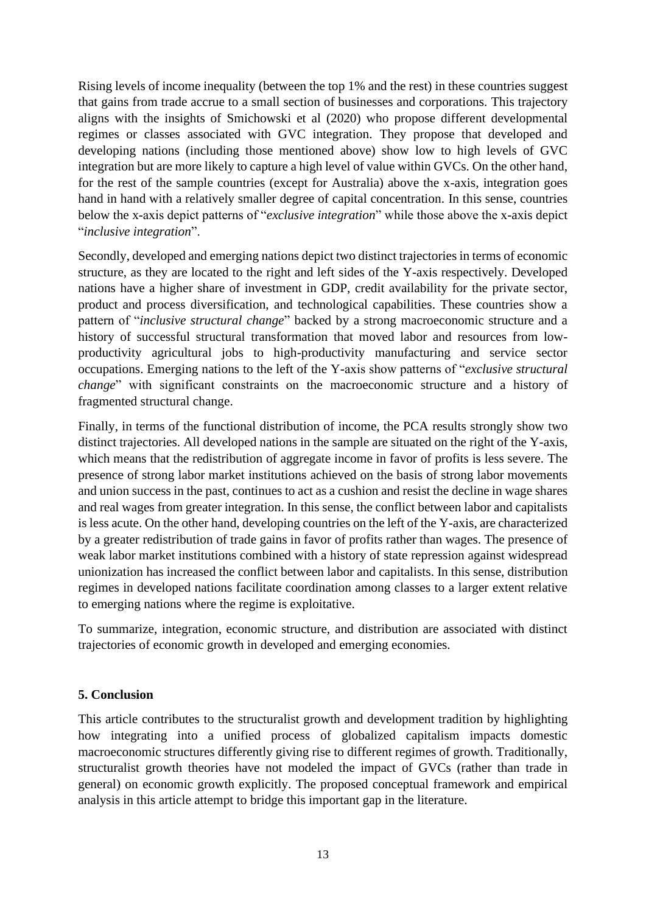Rising levels of income inequality (between the top 1% and the rest) in these countries suggest that gains from trade accrue to a small section of businesses and corporations. This trajectory aligns with the insights of Smichowski et al (2020) who propose different developmental regimes or classes associated with GVC integration. They propose that developed and developing nations (including those mentioned above) show low to high levels of GVC integration but are more likely to capture a high level of value within GVCs. On the other hand, for the rest of the sample countries (except for Australia) above the x-axis, integration goes hand in hand with a relatively smaller degree of capital concentration. In this sense, countries below the x-axis depict patterns of "*exclusive integration*" while those above the x-axis depict "*inclusive integration*".

Secondly, developed and emerging nations depict two distinct trajectories in terms of economic structure, as they are located to the right and left sides of the Y-axis respectively. Developed nations have a higher share of investment in GDP, credit availability for the private sector, product and process diversification, and technological capabilities. These countries show a pattern of "*inclusive structural change*" backed by a strong macroeconomic structure and a history of successful structural transformation that moved labor and resources from low-productivity agricultural jobs to high-productivity manufacturing and service sector occupations. Emerging nations to the left of the Y-axis show patterns of "*exclusive structural change*" with significant constraints on the macroeconomic structure and a history of fragmented structural change.

Finally, in terms of the functional distribution of income, the PCA results strongly show two distinct trajectories. All developed nations in the sample are situated on the right of the Y-axis, which means that the redistribution of aggregate income in favor of profits is less severe. The presence of strong labor market institutions achieved on the basis of strong labor movements and union success in the past, continues to act as a cushion and resist the decline in wage shares and real wages from greater integration. In this sense, the conflict between labor and capitalists is less acute. On the other hand, developing countries on the left of the Y-axis, are characterized by a greater redistribution of trade gains in favor of profits rather than wages. The presence of weak labor market institutions combined with a history of state repression against widespread unionization has increased the conflict between labor and capitalists. In this sense, distribution regimes in developed nations facilitate coordination among classes to a larger extent relative to emerging nations where the regime is exploitative.

To summarize, integration, economic structure, and distribution are associated with distinct trajectories of economic growth in developed and emerging economies.

## 5. Conclusion

This article contributes to the structuralist growth and development tradition by highlighting how integrating into a unified process of globalized capitalism impacts domestic macroeconomic structures differently giving rise to different regimes of growth. Traditionally, structuralist growth theories have not modeled the impact of GVCs (rather than trade in general) on economic growth explicitly. The proposed conceptual framework and empirical analysis in this article attempt to bridge this important gap in the literature.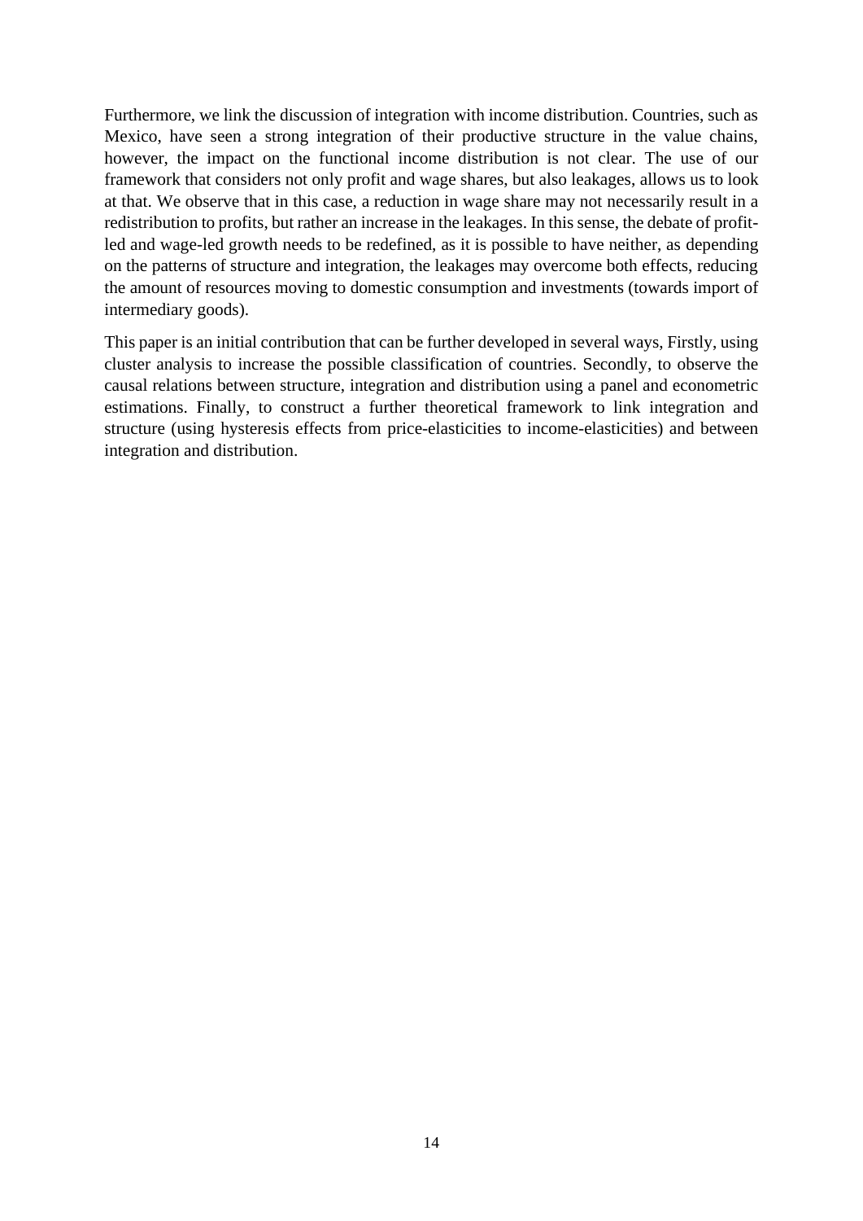Furthermore, we link the discussion of integration with income distribution. Countries, such as Mexico, have seen a strong integration of their productive structure in the value chains, however, the impact on the functional income distribution is not clear. The use of our framework that considers not only profit and wage shares, but also leakages, allows us to look at that. We observe that in this case, a reduction in wage share may not necessarily result in a redistribution to profits, but rather an increase in the leakages. In this sense, the debate of profit-led and wage-led growth needs to be redefined, as it is possible to have neither, as depending on the patterns of structure and integration, the leakages may overcome both effects, reducing the amount of resources moving to domestic consumption and investments (towards import of intermediary goods).

This paper is an initial contribution that can be further developed in several ways, Firstly, using cluster analysis to increase the possible classification of countries. Secondly, to observe the causal relations between structure, integration and distribution using a panel and econometric estimations. Finally, to construct a further theoretical framework to link integration and structure (using hysteresis effects from price-elasticities to income-elasticities) and between integration and distribution.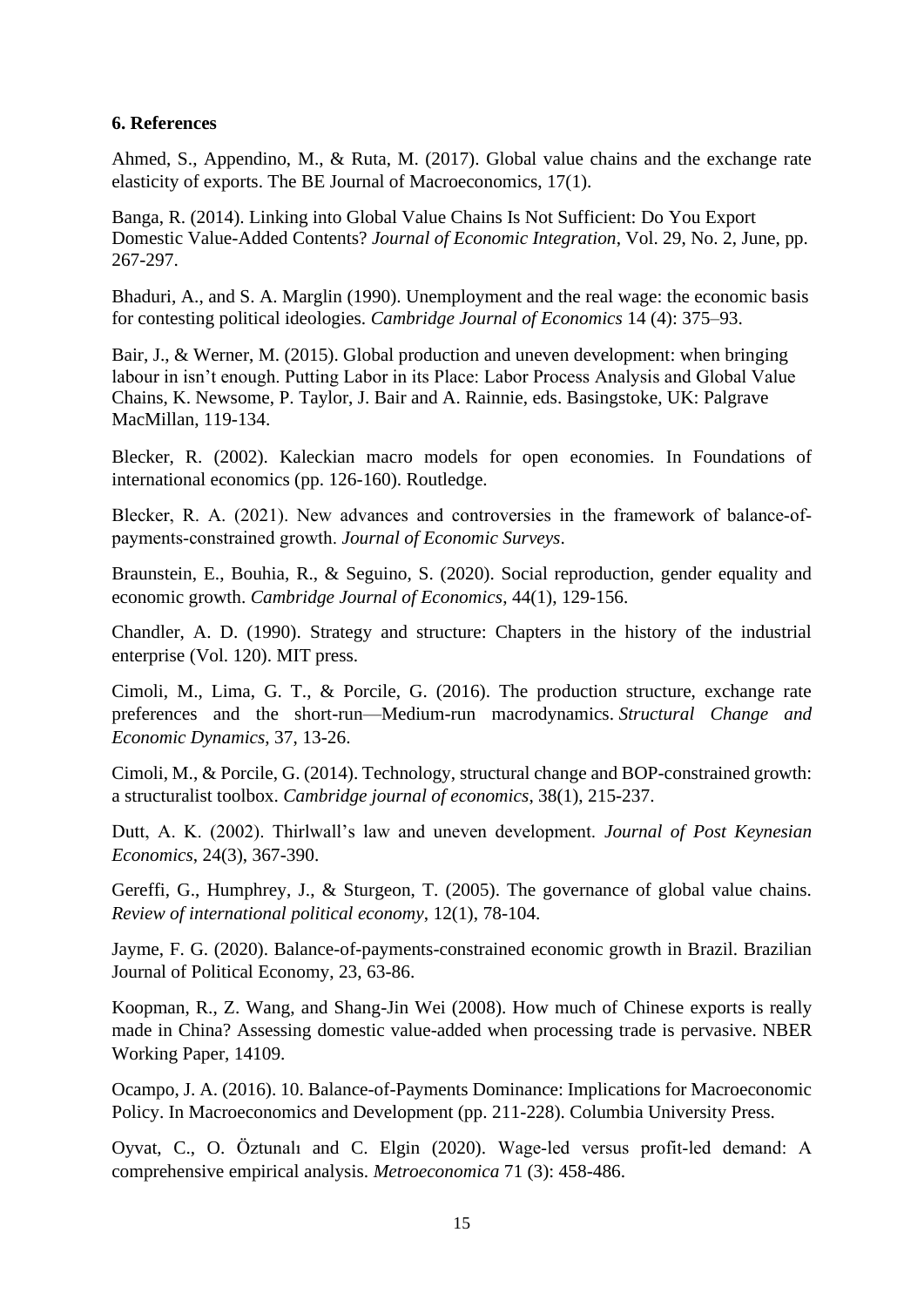**6. References**

Ahmed, S., Appendino, M., & Ruta, M. (2017). Global value chains and the exchange rate elasticity of exports. The BE Journal of Macroeconomics, 17(1).

Banga, R. (2014). Linking into Global Value Chains Is Not Sufficient: Do You Export Domestic Value-Added Contents? *Journal of Economic Integration*, Vol. 29, No. 2, June, pp. 267-297.

Bhaduri, A., and S. A. Marglin (1990). Unemployment and the real wage: the economic basis for contesting political ideologies. *Cambridge Journal of Economics* 14 (4): 375–93.

Bair, J., & Werner, M. (2015). Global production and uneven development: when bringing labour in isn't enough. Putting Labor in its Place: Labor Process Analysis and Global Value Chains, K. Newsome, P. Taylor, J. Bair and A. Rainnie, eds. Basingstoke, UK: Palgrave MacMillan, 119-134.

Blecker, R. (2002). Kaleckian macro models for open economies. In Foundations of international economics (pp. 126-160). Routledge.

Blecker, R. A. (2021). New advances and controversies in the framework of balance-of-payments-constrained growth. *Journal of Economic Surveys*.

Braunstein, E., Bouhia, R., & Seguino, S. (2020). Social reproduction, gender equality and economic growth. *Cambridge Journal of Economics*, 44(1), 129-156.

Chandler, A. D. (1990). Strategy and structure: Chapters in the history of the industrial enterprise (Vol. 120). MIT press.

Cimoli, M., Lima, G. T., & Porcile, G. (2016). The production structure, exchange rate preferences and the short-run—Medium-run macrodynamics. *Structural Change and Economic Dynamics*, 37, 13-26.

Cimoli, M., & Porcile, G. (2014). Technology, structural change and BOP-constrained growth: a structuralist toolbox. *Cambridge journal of economics*, 38(1), 215-237.

Dutt, A. K. (2002). Thirlwall's law and uneven development. *Journal of Post Keynesian Economics*, 24(3), 367-390.

Gereffi, G., Humphrey, J., & Sturgeon, T. (2005). The governance of global value chains. *Review of international political economy*, 12(1), 78-104.

Jayme, F. G. (2020). Balance-of-payments-constrained economic growth in Brazil. Brazilian Journal of Political Economy, 23, 63-86.

Koopman, R., Z. Wang, and Shang-Jin Wei (2008). How much of Chinese exports is really made in China? Assessing domestic value-added when processing trade is pervasive. NBER Working Paper, 14109.

Ocampo, J. A. (2016). 10. Balance-of-Payments Dominance: Implications for Macroeconomic Policy. In Macroeconomics and Development (pp. 211-228). Columbia University Press.

Oyvat, C., O. Öztunalı and C. Elgin (2020). Wage-led versus profit-led demand: A comprehensive empirical analysis. *Metroeconomica* 71 (3): 458-486.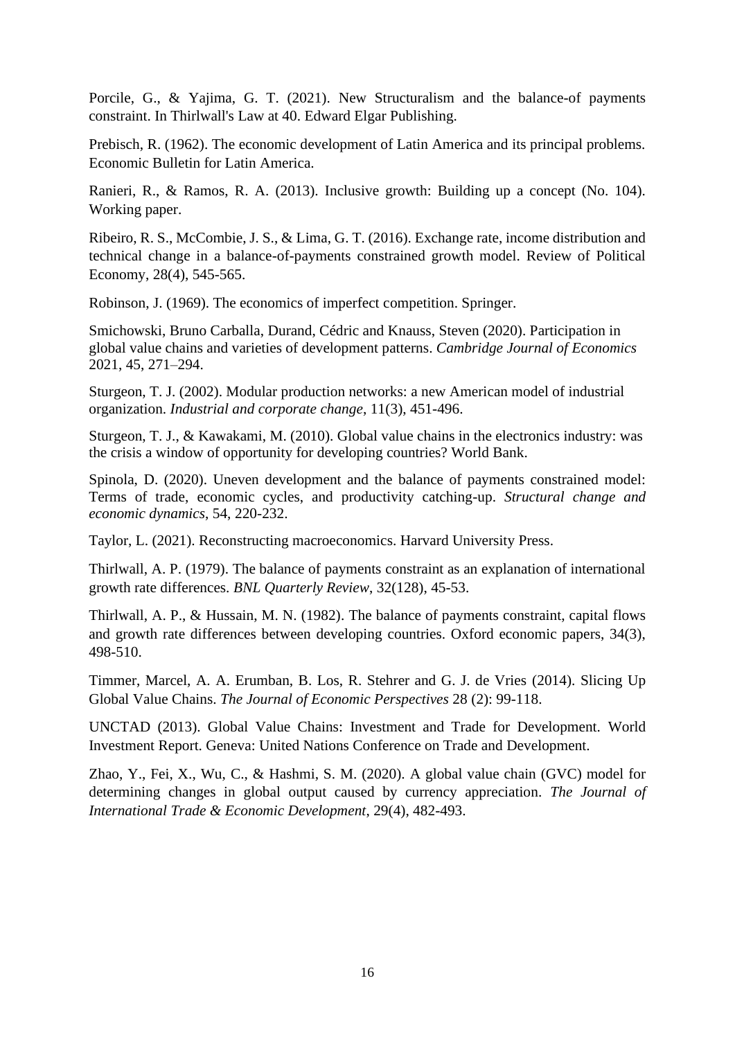Porcile, G., & Yajima, G. T. (2021). New Structuralism and the balance-of payments constraint. In Thirlwall's Law at 40. Edward Elgar Publishing.

Prebisch, R. (1962). The economic development of Latin America and its principal problems. Economic Bulletin for Latin America.

Ranieri, R., & Ramos, R. A. (2013). Inclusive growth: Building up a concept (No. 104). Working paper.

Ribeiro, R. S., McCombie, J. S., & Lima, G. T. (2016). Exchange rate, income distribution and technical change in a balance-of-payments constrained growth model. Review of Political Economy, 28(4), 545-565.

Robinson, J. (1969). The economics of imperfect competition. Springer.

Smichowski, Bruno Carballa, Durand, Cédric and Knauss, Steven (2020). Participation in global value chains and varieties of development patterns. *Cambridge Journal of Economics* 2021, 45, 271–294.

Sturgeon, T. J. (2002). Modular production networks: a new American model of industrial organization. *Industrial and corporate change*, 11(3), 451-496.

Sturgeon, T. J., & Kawakami, M. (2010). Global value chains in the electronics industry: was the crisis a window of opportunity for developing countries? World Bank.

Spinola, D. (2020). Uneven development and the balance of payments constrained model: Terms of trade, economic cycles, and productivity catching-up. *Structural change and economic dynamics*, 54, 220-232.

Taylor, L. (2021). Reconstructing macroeconomics. Harvard University Press.

Thirlwall, A. P. (1979). The balance of payments constraint as an explanation of international growth rate differences. *BNL Quarterly Review*, 32(128), 45-53.

Thirlwall, A. P., & Hussain, M. N. (1982). The balance of payments constraint, capital flows and growth rate differences between developing countries. Oxford economic papers, 34(3), 498-510.

Timmer, Marcel, A. A. Erumban, B. Los, R. Stehrer and G. J. de Vries (2014). Slicing Up Global Value Chains. *The Journal of Economic Perspectives* 28 (2): 99-118.

UNCTAD (2013). Global Value Chains: Investment and Trade for Development. World Investment Report. Geneva: United Nations Conference on Trade and Development.

Zhao, Y., Fei, X., Wu, C., & Hashmi, S. M. (2020). A global value chain (GVC) model for determining changes in global output caused by currency appreciation. *The Journal of International Trade & Economic Development*, 29(4), 482-493.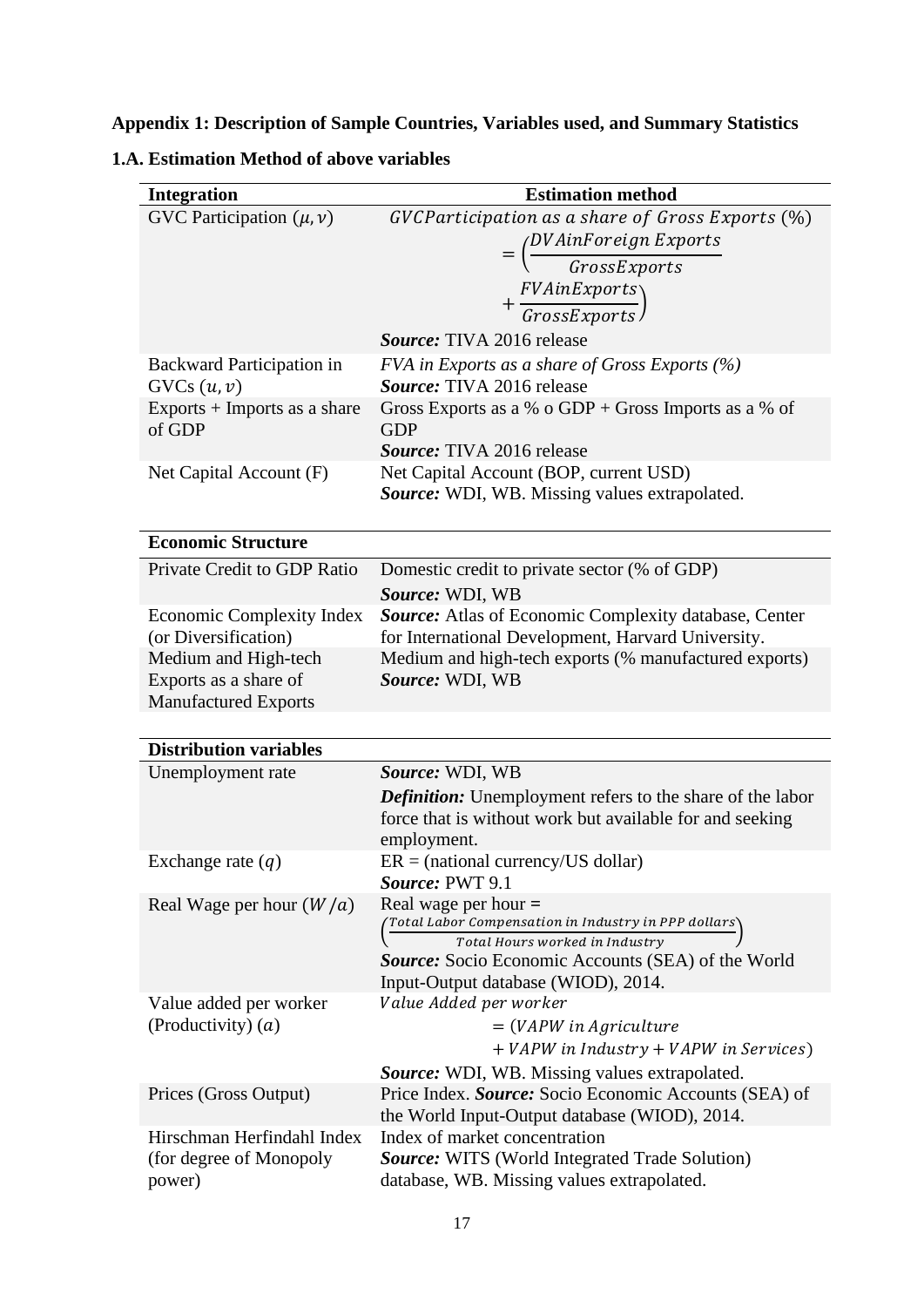**Appendix 1: Description of Sample Countries, Variables used, and Summary Statistics**

**1.A. Estimation Method of above variables**

| Integration | Estimation method |
|---|---|
| GVC Participation $(\mu, v)$ | $$GVCParticipation\ as\ a\ share\ of\ Gross\ Exports\ (\%) = \left(\frac{DVAinForeign\ Exports}{GrossExports} + \frac{FVAinExports}{GrossExports}\right)$$ ***Source:*** TIVA 2016 release |
| Backward Participation in GVCs $(u, v)$ | *FVA in Exports as a share of Gross Exports (%)* ***Source:*** TIVA 2016 release |
| Exports + Imports as a share of GDP | Gross Exports as a % o GDP + Gross Imports as a % of GDP ***Source:*** TIVA 2016 release |
| Net Capital Account (F) | Net Capital Account (BOP, current USD) ***Source:*** WDI, WB. Missing values extrapolated. |

| **Economic Structure** | |
|---|---|
| Private Credit to GDP Ratio | Domestic credit to private sector (% of GDP) ***Source:*** WDI, WB |
| Economic Complexity Index (or Diversification) | ***Source:*** Atlas of Economic Complexity database, Center for International Development, Harvard University. |
| Medium and High-tech Exports as a share of Manufactured Exports | Medium and high-tech exports (% manufactured exports) ***Source:*** WDI, WB |

| **Distribution variables** | |
|---|---|
| Unemployment rate | ***Source:*** WDI, WB ***Definition:*** Unemployment refers to the share of the labor force that is without work but available for and seeking employment. |
| Exchange rate $(q)$ | ER = (national currency/US dollar) ***Source:*** PWT 9.1 |
| Real Wage per hour $(W/a)$ | Real wage per hour = $\left(\frac{Total\ Labor\ Compensation\ in\ Industry\ in\ PPP\ dollars}{Total\ Hours\ worked\ in\ Industry}\right)$ ***Source:*** Socio Economic Accounts (SEA) of the World Input-Output database (WIOD), 2014. |
| Value added per worker (Productivity) $(a)$ | $$Value\ Added\ per\ worker = (VAPW\ in\ Agriculture + VAPW\ in\ Industry + VAPW\ in\ Services)$$ ***Source:*** WDI, WB. Missing values extrapolated. |
| Prices (Gross Output) | Price Index. ***Source:*** Socio Economic Accounts (SEA) of the World Input-Output database (WIOD), 2014. |
| Hirschman Herfindahl Index (for degree of Monopoly power) | Index of market concentration ***Source:*** WITS (World Integrated Trade Solution) database, WB. Missing values extrapolated. |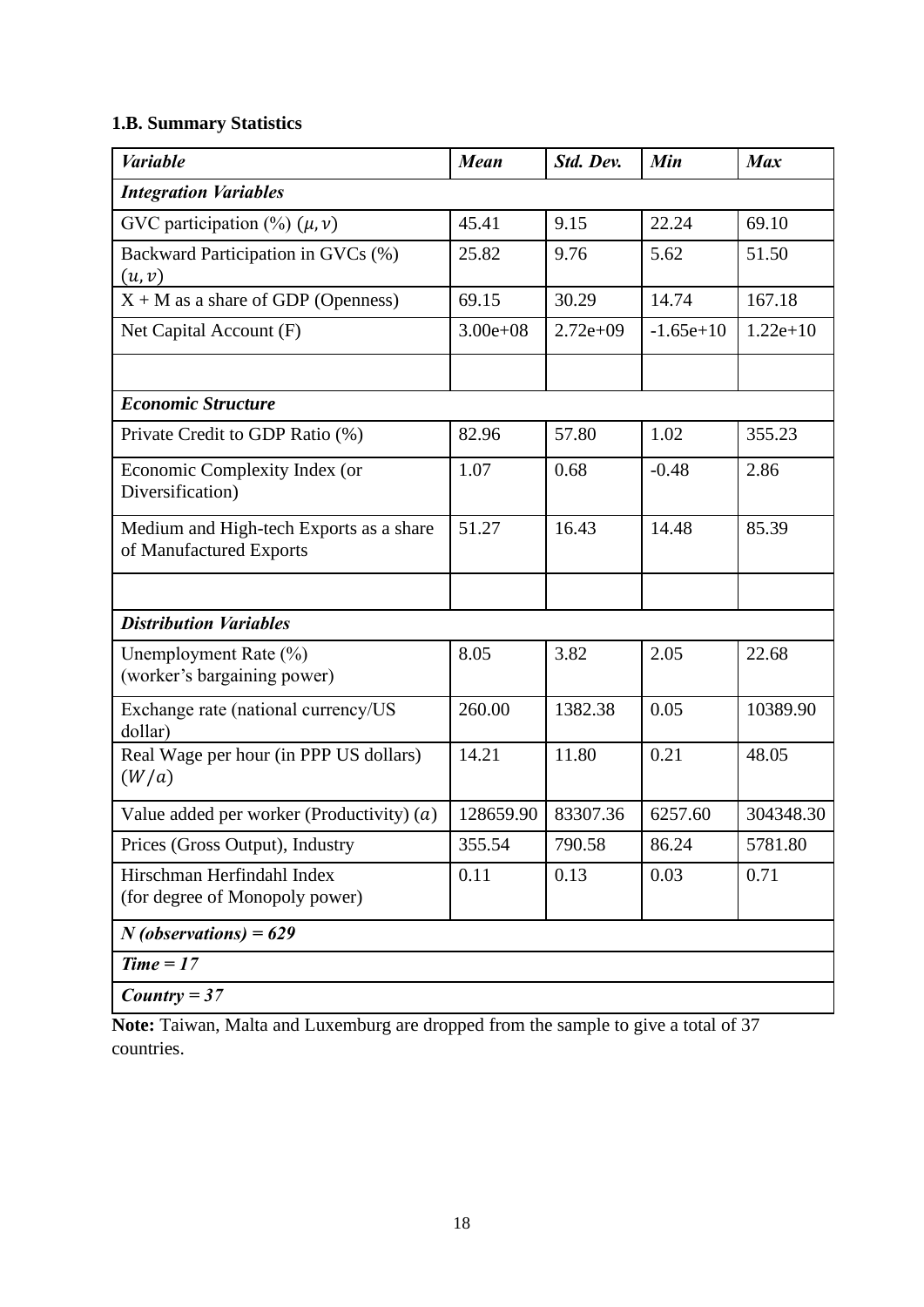**1.B. Summary Statistics**

| *Variable* | *Mean* | *Std. Dev.* | *Min* | *Max* |
|---|---|---|---|---|
| ***Integration Variables*** | | | | |
| GVC participation (%) $(\mu, \nu)$ | 45.41 | 9.15 | 22.24 | 69.10 |
| Backward Participation in GVCs (%) $(u, v)$ | 25.82 | 9.76 | 5.62 | 51.50 |
| X + M as a share of GDP (Openness) | 69.15 | 30.29 | 14.74 | 167.18 |
| Net Capital Account (F) | 3.00e+08 | 2.72e+09 | -1.65e+10 | 1.22e+10 |
| | | | | |
| ***Economic Structure*** | | | | |
| Private Credit to GDP Ratio (%) | 82.96 | 57.80 | 1.02 | 355.23 |
| Economic Complexity Index (or Diversification) | 1.07 | 0.68 | -0.48 | 2.86 |
| Medium and High-tech Exports as a share of Manufactured Exports | 51.27 | 16.43 | 14.48 | 85.39 |
| | | | | |
| ***Distribution Variables*** | | | | |
| Unemployment Rate (%) (worker's bargaining power) | 8.05 | 3.82 | 2.05 | 22.68 |
| Exchange rate (national currency/US dollar) | 260.00 | 1382.38 | 0.05 | 10389.90 |
| Real Wage per hour (in PPP US dollars) $(W/a)$ | 14.21 | 11.80 | 0.21 | 48.05 |
| Value added per worker (Productivity) $(a)$ | 128659.90 | 83307.36 | 6257.60 | 304348.30 |
| Prices (Gross Output), Industry | 355.54 | 790.58 | 86.24 | 5781.80 |
| Hirschman Herfindahl Index (for degree of Monopoly power) | 0.11 | 0.13 | 0.03 | 0.71 |
| ***N (observations) = 629*** | | | | |
| ***Time = 17*** | | | | |
| ***Country = 37*** | | | | |

**Note:** Taiwan, Malta and Luxemburg are dropped from the sample to give a total of 37 countries.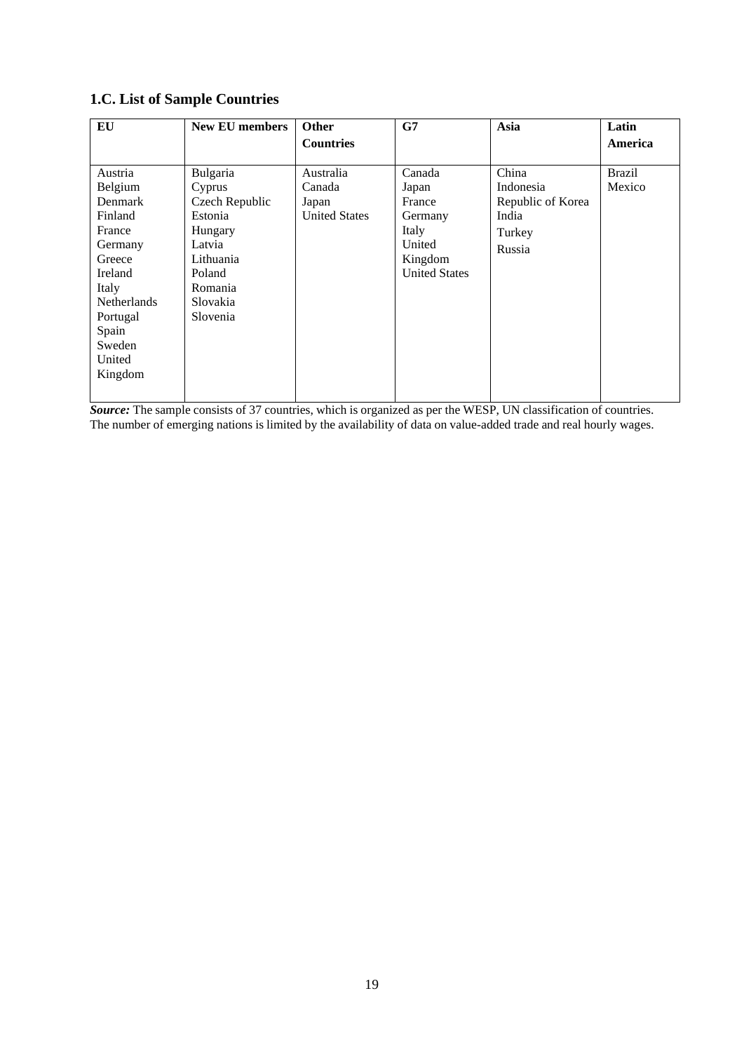### 1.C. List of Sample Countries

| EU | New EU members | Other Countries | G7 | Asia | Latin America |
|---|---|---|---|---|---|
| Austria | Bulgaria | Australia | Canada | China | Brazil |
| Belgium | Cyprus | Canada | Japan | Indonesia | Mexico |
| Denmark | Czech Republic | Japan | France | Republic of Korea | |
| Finland | Estonia | United States | Germany | India | |
| France | Hungary | | Italy | Turkey | |
| Germany | Latvia | | United Kingdom | Russia | |
| Greece | Lithuania | | United States | | |
| Ireland | Poland | | | | |
| Italy | Romania | | | | |
| Netherlands | Slovakia | | | | |
| Portugal | Slovenia | | | | |
| Spain | | | | | |
| Sweden | | | | | |
| United Kingdom | | | | | |

***Source:*** The sample consists of 37 countries, which is organized as per the WESP, UN classification of countries. The number of emerging nations is limited by the availability of data on value-added trade and real hourly wages.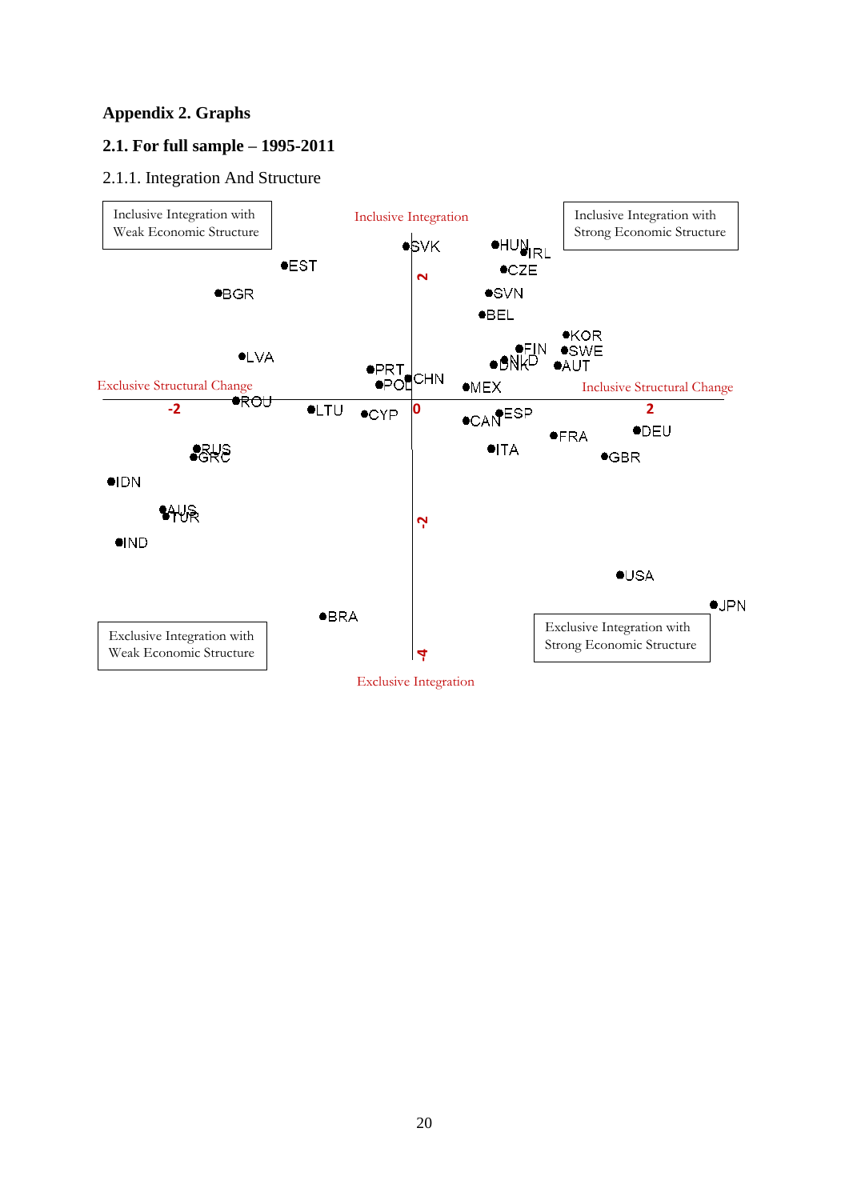## Appendix 2. Graphs

### 2.1. For full sample – 1995-2011

#### 2.1.1. Integration And Structure

Inclusive Integration with Weak Economic Structure

Inclusive Integration

Inclusive Integration with Strong Economic Structure

Exclusive Structural Change

Inclusive Structural Change

Exclusive Integration with Weak Economic Structure

Exclusive Integration with Strong Economic Structure

Exclusive Integration

-2

0

2

-2

-4

SVK
HUN
IRL
CZE
EST
BGR
SVN
BEL
KOR
SWE
FIN
NLD
DNK
AUT
LVA
PRT
POL
CHN
MEX
ROU
LTU
CYP
CAN
ESP
FRA
DEU
ITA
GBR
RUS
GRC
IDN
AUS
TUR
IND
USA
JPN
BRA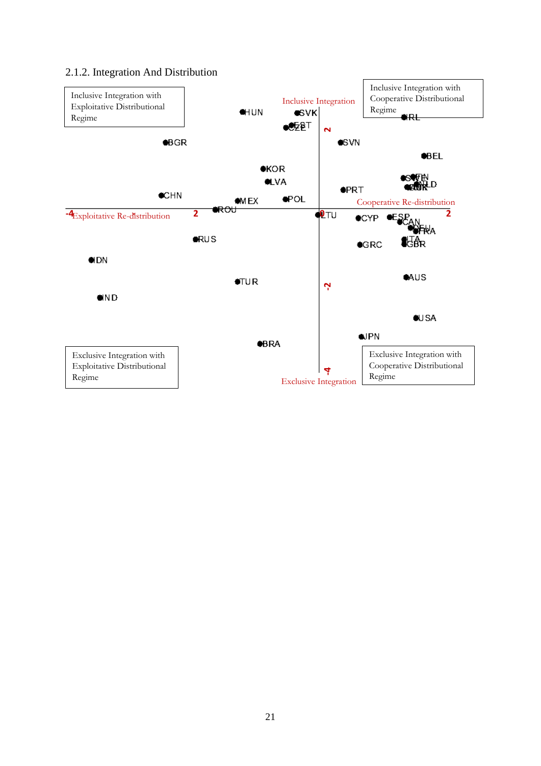2.1.2. Integration And Distribution

Inclusive Integration with Exploitative Distributional Regime

Inclusive Integration

Inclusive Integration with Cooperative Distributional Regime

HUN

SVK

EST

CZE

IRL

2

BGR

SVN

BEL

KOR

LVA

SWE

FIN

DNK

NLD

PRT

CHN

MEX

POL

Cooperative Re-distribution

-4

Exploitative Re-distribution

2

ROU

0

LTU

CYP

ESP

CAN

DEU

FRA

2

RUS

ITA

GBR

GRC

IDN

TUR

-2

AUS

IND

USA

JPN

BRA

Exclusive Integration with Exploitative Distributional Regime

-4

Exclusive Integration

Exclusive Integration with Cooperative Distributional Regime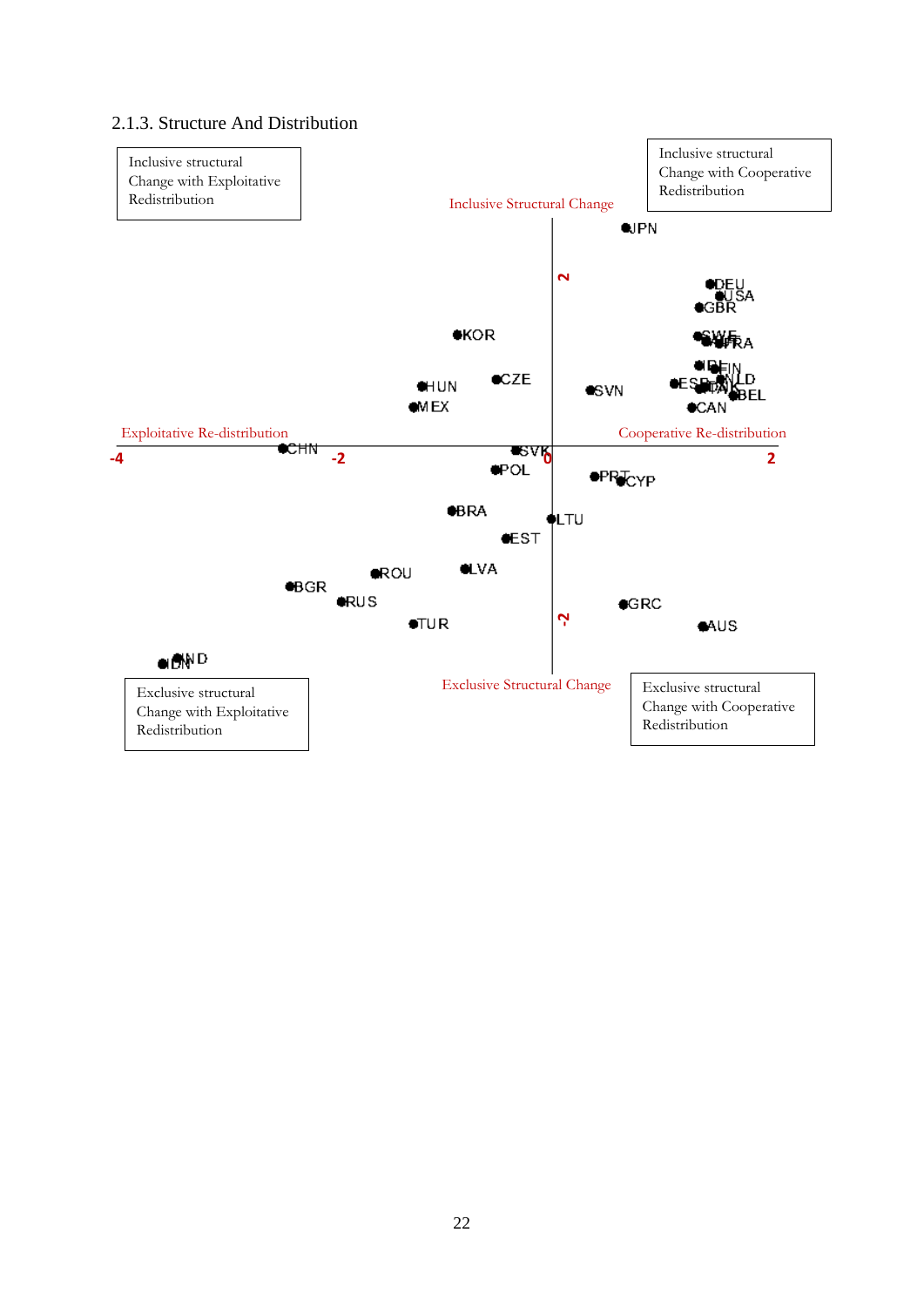### 2.1.3. Structure And Distribution

Inclusive structural Change with Exploitative Redistribution

Inclusive structural Change with Cooperative Redistribution

Inclusive Structural Change

Exploitative Re-distribution

Cooperative Re-distribution

Exclusive Structural Change

Exclusive structural Change with Exploitative Redistribution

Exclusive structural Change with Cooperative Redistribution

-4
-2
0
2
2
-2

JPN
DEU
USA
GBR
KOR
SWE
FRA
IRL
FIN
NLD
HUN
CZE
SVN
ESP
ITA
DNK
BEL
MEX
CAN
CHN
SVK
POL
PRT
CYP
BRA
LTU
EST
ROU
LVA
BGR
RUS
GRC
TUR
AUS
IND
IDN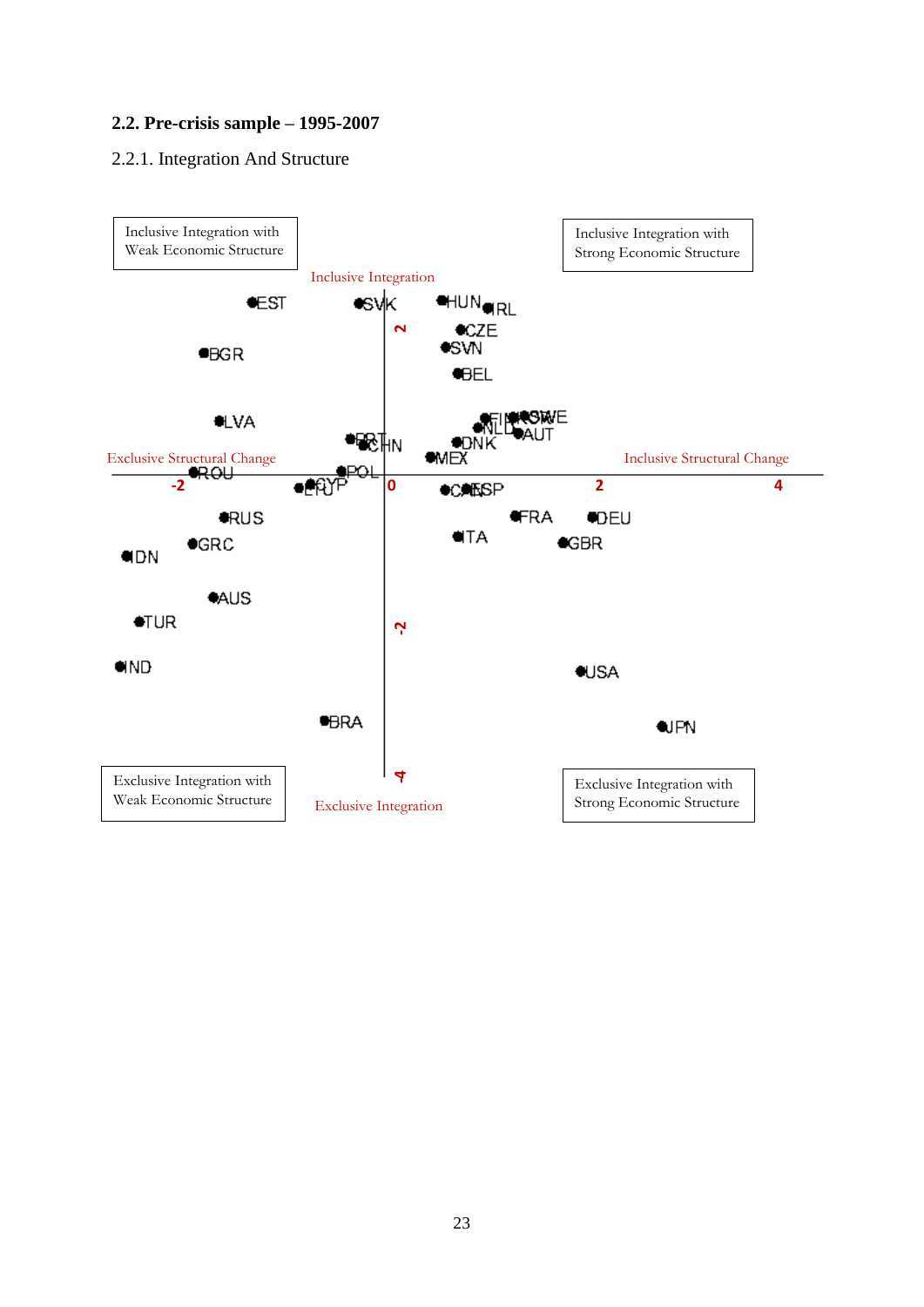## 2.2. Pre-crisis sample – 1995-2007

### 2.2.1. Integration And Structure

Inclusive Integration with Weak Economic Structure

Inclusive Integration with Strong Economic Structure

Inclusive Integration

Exclusive Structural Change

Inclusive Structural Change

Exclusive Integration

Exclusive Integration with Weak Economic Structure

Exclusive Integration with Strong Economic Structure

-2
0
2
4
2
-2
-4

EST
SVK
HUN
IRL
CZE
SVN
BGR
BEL
LVA
FIN
SWE
NLD
AUT
PRT
CHN
DNK
MEX
ROU
POL
LTU
CYP
CAN
ESP
RUS
FRA
DEU
IDN
GRC
ITA
GBR
AUS
TUR
IND
USA
BRA
JPN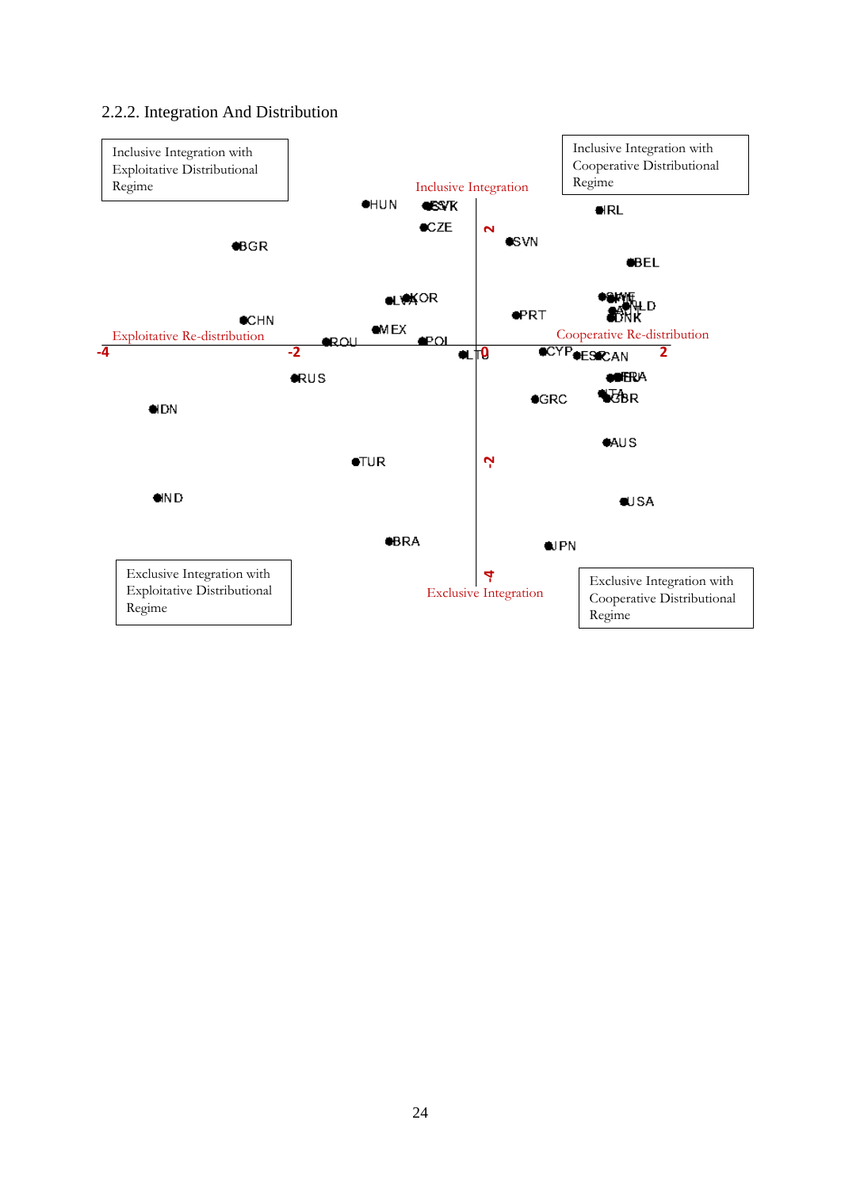### 2.2.2. Integration And Distribution

Inclusive Integration with Exploitative Distributional Regime

Inclusive Integration with Cooperative Distributional Regime

Exclusive Integration with Exploitative Distributional Regime

Exclusive Integration with Cooperative Distributional Regime

Inclusive Integration

Exclusive Integration

Exploitative Re-distribution

Cooperative Re-distribution

-4

-2

0

2

-2

-4

HUN
ESVK
CZE
BGR
SVN
IRL
BEL
LVA KOR
SWE
NLD
DNK
CHN
PRT
MEX
ROU
POL
LTU
CYP
ESP CAN
FRA
RUS
ITA
GBR
IDN
GRC
AUS
TUR
IND
USA
BRA
JPN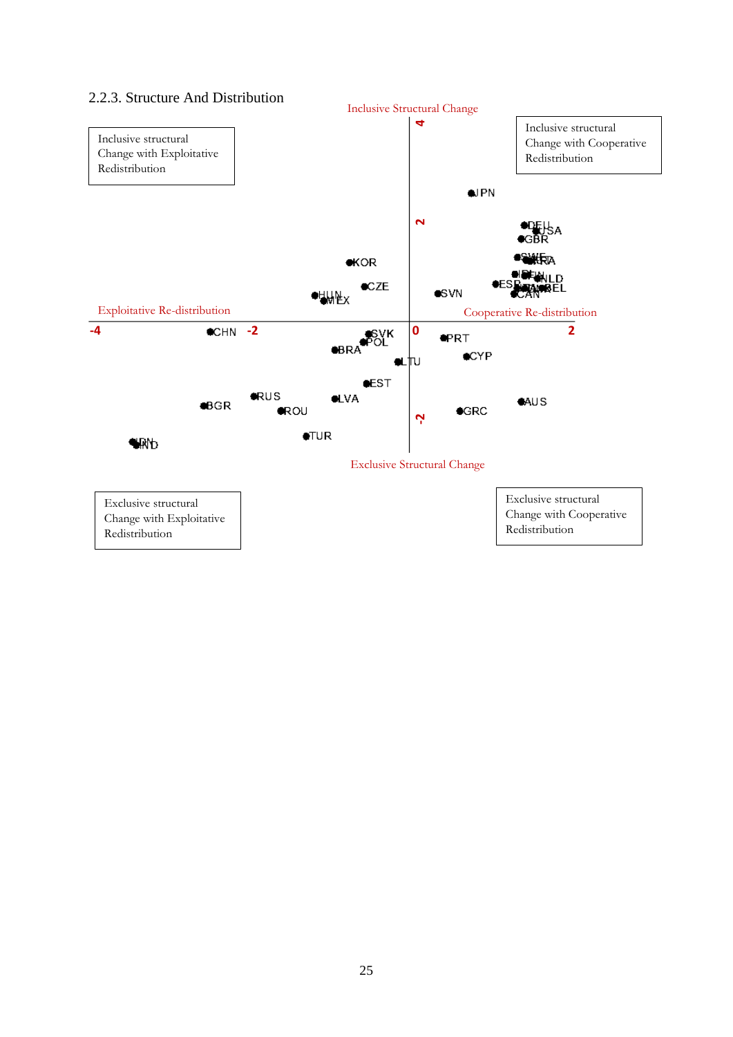### 2.2.3. Structure And Distribution

Inclusive Structural Change

Exclusive Structural Change

Exploitative Re-distribution

Cooperative Re-distribution

Inclusive structural Change with Exploitative Redistribution

Inclusive structural Change with Cooperative Redistribution

Exclusive structural Change with Exploitative Redistribution

Exclusive structural Change with Cooperative Redistribution

-4 -2 0 2

4 2 -2

JPN
DEU
USA
GBR
SWE
FRA
FIN
NLD
ESP
ITA
ISR
CAN
SVN
KOR
CZE
HUN
MEX
CHN
SVK
POL
BRA
LTU
PRT
CYP
EST
LVA
RUS
BGR
ROU
GRC
AUS
TUR
IDN
IND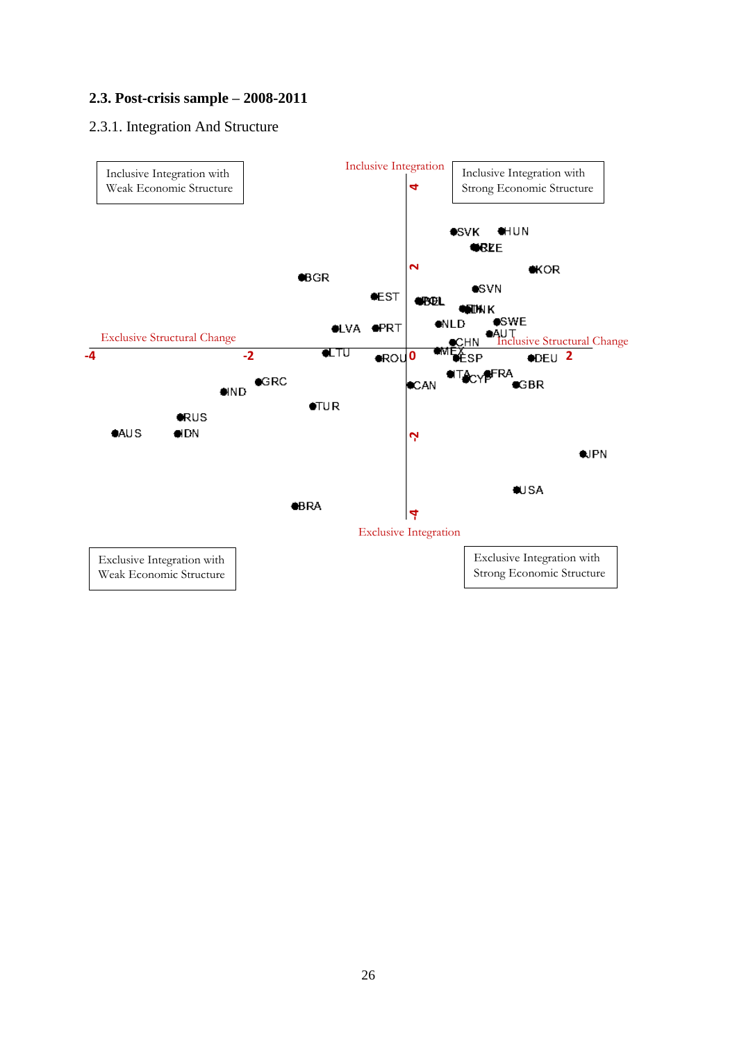### 2.3. Post-crisis sample – 2008-2011

2.3.1. Integration And Structure

Inclusive Integration with Weak Economic Structure

Inclusive Integration

Inclusive Integration with Strong Economic Structure

Exclusive Structural Change

Inclusive Structural Change

Exclusive Integration

Exclusive Integration with Weak Economic Structure

Exclusive Integration with Strong Economic Structure

4

2

0

-2

-4

-4

-2

0

2

SVK HUN BEL CZE KOR BGR SVN EST POL DNK FIN SWE LVA PRT NLD AUT CHN LTU ROU MEX ESP DEU ITA CYP FRA GRC IND CAN GBR TUR RUS AUS IDN JPN USA BRA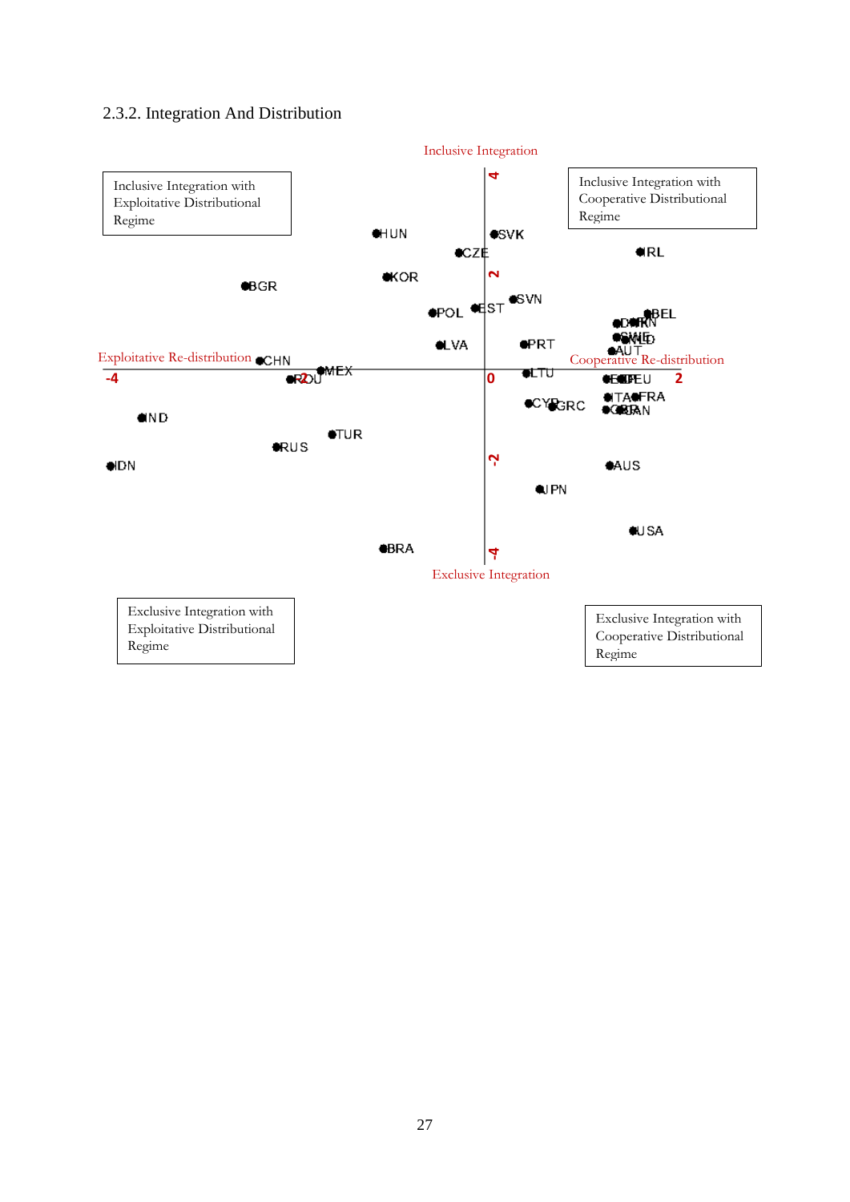### 2.3.2. Integration And Distribution

Inclusive Integration

Inclusive Integration with Exploitative Distributional Regime

Inclusive Integration with Cooperative Distributional Regime

Exploitative Re-distribution

Cooperative Re-distribution

Exclusive Integration

Exclusive Integration with Exploitative Distributional Regime

Exclusive Integration with Cooperative Distributional Regime

4
2
0
-2
-4
-4
-2
2

HUN
SVK
CZE
IRL
KOR
BGR
SVN
EST
POL
BEL
DNK
FIN
SWE
NLD
AUT
LVA
PRT
CHN
MEX
ROU
LTU
ESP
DEU
ITA
FRA
CYP
GRC
GBR
CAN
IND
TUR
RUS
IDN
AUS
JPN
USA
BRA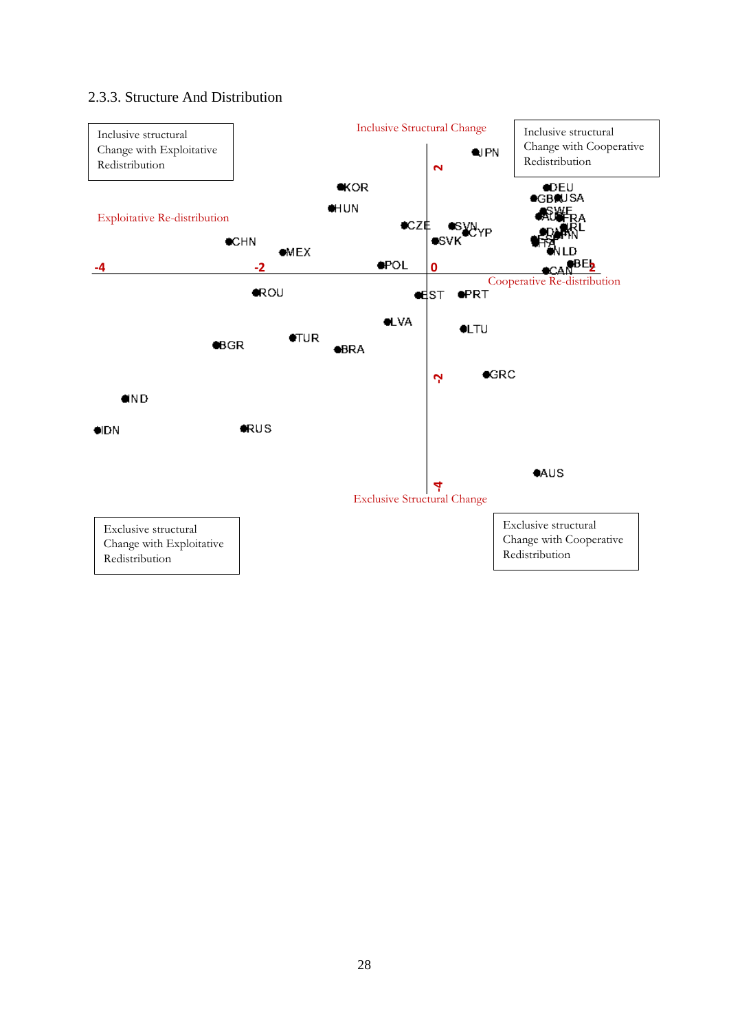### 2.3.3. Structure And Distribution

Inclusive structural Change with Exploitative Redistribution

Inclusive Structural Change

Inclusive structural Change with Cooperative Redistribution

Exploitative Re-distribution

Cooperative Re-distribution

Exclusive Structural Change

Exclusive structural Change with Exploitative Redistribution

Exclusive structural Change with Cooperative Redistribution

-4 -2 0 2

2 -2 -4

JPN KOR HUN DEU GBR USA SWE AUT FRA DNK IRL ESP FIN ITA NLD CAN BEL CZE SVN CYP SVK CHN MEX POL ROU EST PRT LVA LTU TUR BGR BRA GRC IND IDN RUS AUS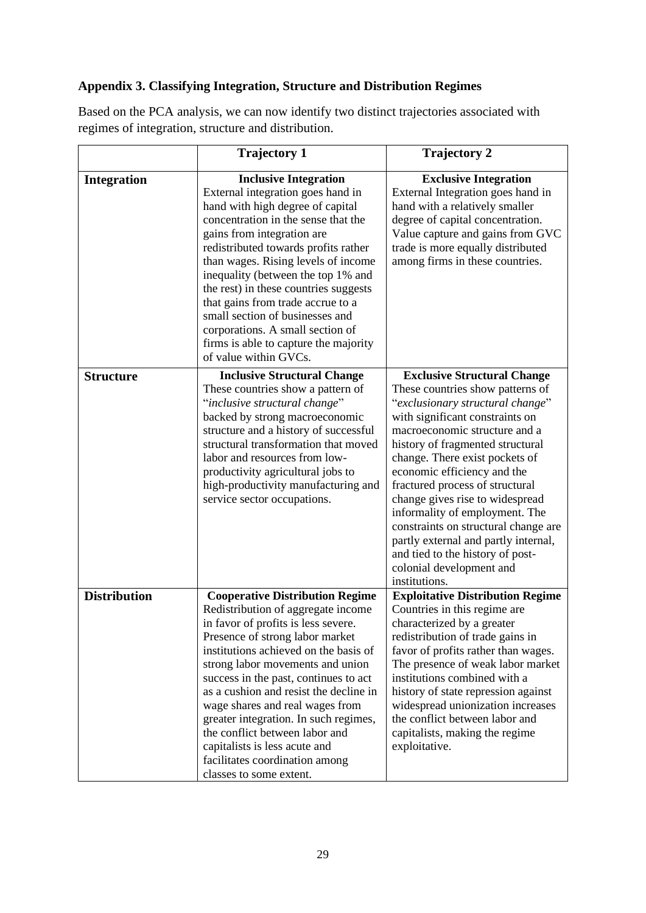## Appendix 3. Classifying Integration, Structure and Distribution Regimes

Based on the PCA analysis, we can now identify two distinct trajectories associated with regimes of integration, structure and distribution.

| | **Trajectory 1** | **Trajectory 2** |
|---|---|---|
| **Integration** | **Inclusive Integration** External integration goes hand in hand with high degree of capital concentration in the sense that the gains from integration are redistributed towards profits rather than wages. Rising levels of income inequality (between the top 1% and the rest) in these countries suggests that gains from trade accrue to a small section of businesses and corporations. A small section of firms is able to capture the majority of value within GVCs. | **Exclusive Integration** External Integration goes hand in hand with a relatively smaller degree of capital concentration. Value capture and gains from GVC trade is more equally distributed among firms in these countries. |
| **Structure** | **Inclusive Structural Change** These countries show a pattern of "*inclusive structural change*" backed by strong macroeconomic structure and a history of successful structural transformation that moved labor and resources from low-productivity agricultural jobs to high-productivity manufacturing and service sector occupations. | **Exclusive Structural Change** These countries show patterns of "*exclusionary structural change*" with significant constraints on macroeconomic structure and a history of fragmented structural change. There exist pockets of economic efficiency and the fractured process of structural change gives rise to widespread informality of employment. The constraints on structural change are partly external and partly internal, and tied to the history of post-colonial development and institutions. |
| **Distribution** | **Cooperative Distribution Regime** Redistribution of aggregate income in favor of profits is less severe. Presence of strong labor market institutions achieved on the basis of strong labor movements and union success in the past, continues to act as a cushion and resist the decline in wage shares and real wages from greater integration. In such regimes, the conflict between labor and capitalists is less acute and facilitates coordination among classes to some extent. | **Exploitative Distribution Regime** Countries in this regime are characterized by a greater redistribution of trade gains in favor of profits rather than wages. The presence of weak labor market institutions combined with a history of state repression against widespread unionization increases the conflict between labor and capitalists, making the regime exploitative. |